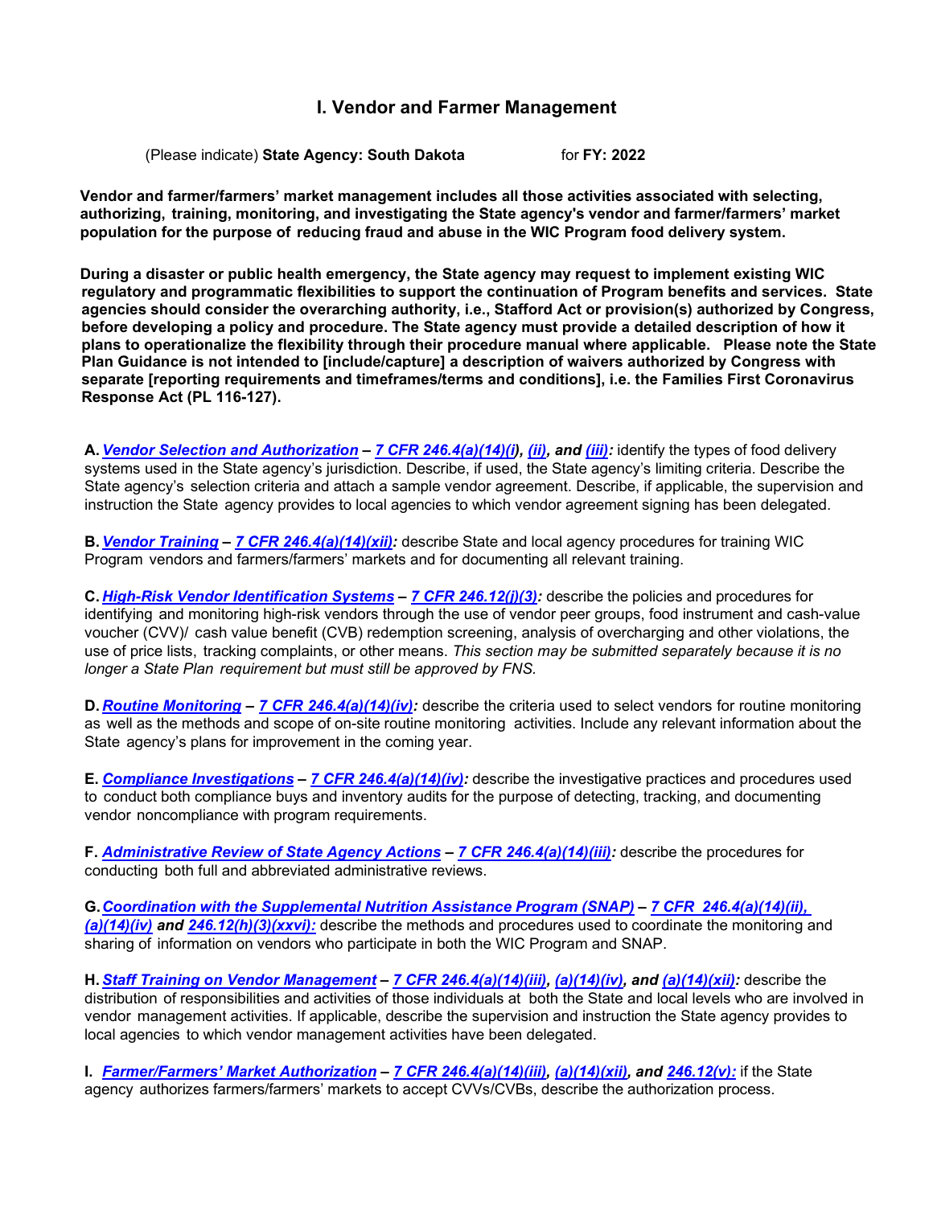# I. Vendor and Farmer Management

(Please indicate) **State Agency: South Dakota** for **FY: 2022**

**Vendor and farmer/farmers' market management includes all those activities associated with selecting, authorizing, training, monitoring, and investigating the State agency's vendor and farmer/farmers' market population for the purpose of reducing fraud and abuse in the WIC Program food delivery system.**

**During a disaster or public health emergency, the State agency may request to implement existing WIC regulatory and programmatic flexibilities to support the continuation of Program benefits and services. State agencies should consider the overarching authority, i.e., Stafford Act or provision(s) authorized by Congress, before developing a policy and procedure. The State agency must provide a detailed description of how it plans to operationalize the flexibility through their procedure manual where applicable. Please note the State Plan Guidance is not intended to [include/capture] a description of waivers authorized by Congress with separate [reporting requirements and timeframes/terms and conditions], i.e. the Families First Coronavirus Response Act (PL 116-127).**

**A.** ***Vendor Selection and Authorization* – *7 CFR 246.4(a)(14)(i), (ii), and (iii):*** identify the types of food delivery systems used in the State agency's jurisdiction. Describe, if used, the State agency's limiting criteria. Describe the State agency's selection criteria and attach a sample vendor agreement. Describe, if applicable, the supervision and instruction the State agency provides to local agencies to which vendor agreement signing has been delegated.

**B.** ***Vendor Training* – *7 CFR 246.4(a)(14)(xii):*** describe State and local agency procedures for training WIC Program vendors and farmers/farmers' markets and for documenting all relevant training.

**C.** ***High-Risk Vendor Identification Systems* – *7 CFR 246.12(j)(3):*** describe the policies and procedures for identifying and monitoring high-risk vendors through the use of vendor peer groups, food instrument and cash-value voucher (CVV)/ cash value benefit (CVB) redemption screening, analysis of overcharging and other violations, the use of price lists, tracking complaints, or other means. *This section may be submitted separately because it is no longer a State Plan requirement but must still be approved by FNS.*

**D.** ***Routine Monitoring* – *7 CFR 246.4(a)(14)(iv):*** describe the criteria used to select vendors for routine monitoring as well as the methods and scope of on-site routine monitoring activities. Include any relevant information about the State agency's plans for improvement in the coming year.

**E.** ***Compliance Investigations* – *7 CFR 246.4(a)(14)(iv):*** describe the investigative practices and procedures used to conduct both compliance buys and inventory audits for the purpose of detecting, tracking, and documenting vendor noncompliance with program requirements.

**F.** ***Administrative Review of State Agency Actions* – *7 CFR 246.4(a)(14)(iii):*** describe the procedures for conducting both full and abbreviated administrative reviews.

**G.** ***Coordination with the Supplemental Nutrition Assistance Program (SNAP)* – *7 CFR 246.4(a)(14)(ii), (a)(14)(iv) and 246.12(h)(3)(xxvi):*** describe the methods and procedures used to coordinate the monitoring and sharing of information on vendors who participate in both the WIC Program and SNAP.

**H.** ***Staff Training on Vendor Management* – *7 CFR 246.4(a)(14)(iii), (a)(14)(iv), and (a)(14)(xii):*** describe the distribution of responsibilities and activities of those individuals at both the State and local levels who are involved in vendor management activities. If applicable, describe the supervision and instruction the State agency provides to local agencies to which vendor management activities have been delegated.

**I.** ***Farmer/Farmers' Market Authorization* – *7 CFR 246.4(a)(14)(iii), (a)(14)(xii), and 246.12(v):*** if the State agency authorizes farmers/farmers' markets to accept CVVs/CVBs, describe the authorization process.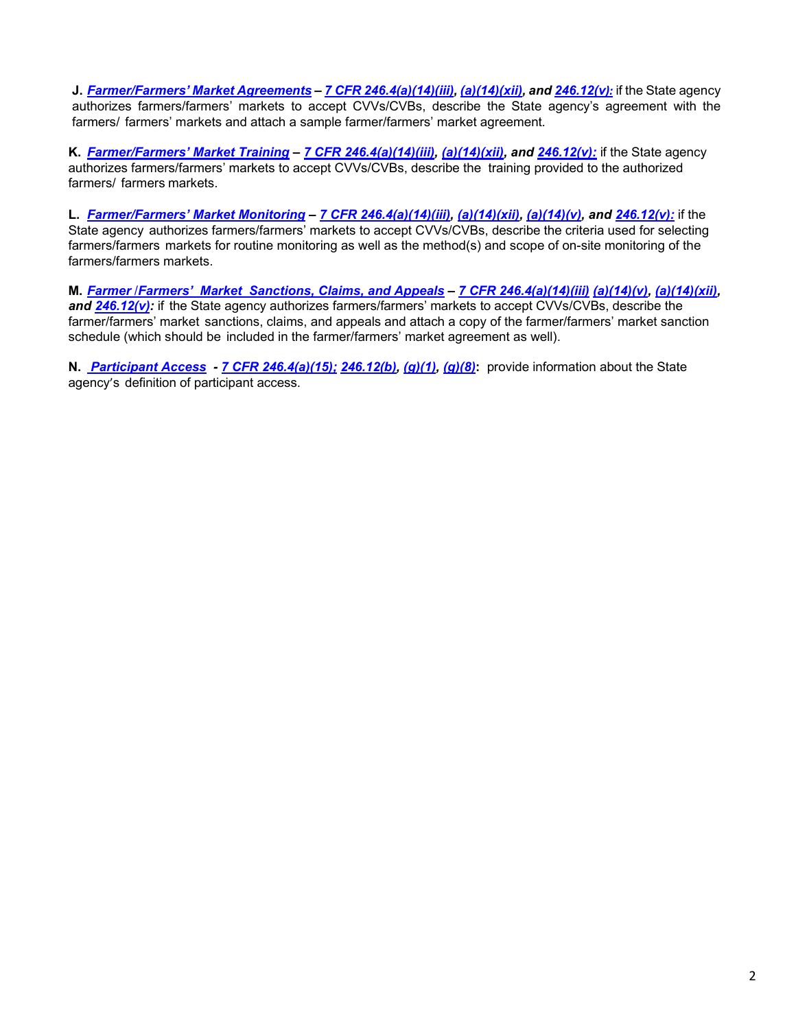**J.** ***Farmer/Farmers' Market Agreements* – *7 CFR 246.4(a)(14)(iii)*, *(a)(14)(xii)*, and *246.12(v):*** if the State agency authorizes farmers/farmers' markets to accept CVVs/CVBs, describe the State agency's agreement with the farmers/ farmers' markets and attach a sample farmer/farmers' market agreement.

**K.** ***Farmer/Farmers' Market Training* – *7 CFR 246.4(a)(14)(iii)*, *(a)(14)(xii)*, and *246.12(v):*** if the State agency authorizes farmers/farmers' markets to accept CVVs/CVBs, describe the training provided to the authorized farmers/ farmers markets.

**L.** ***Farmer/Farmers' Market Monitoring* – *7 CFR 246.4(a)(14)(iii)*, *(a)(14)(xii)*, *(a)(14)(v)*, and *246.12(v):*** if the State agency authorizes farmers/farmers' markets to accept CVVs/CVBs, describe the criteria used for selecting farmers/farmers markets for routine monitoring as well as the method(s) and scope of on-site monitoring of the farmers/farmers markets.

**M.** ***Farmer /Farmers' Market Sanctions, Claims, and Appeals* – *7 CFR 246.4(a)(14)(iii) (a)(14)(v)*, *(a)(14)(xii)*, and *246.12(v):*** if the State agency authorizes farmers/farmers' markets to accept CVVs/CVBs, describe the farmer/farmers' market sanctions, claims, and appeals and attach a copy of the farmer/farmers' market sanction schedule (which should be included in the farmer/farmers' market agreement as well).

**N.** ***Participant Access* - *7 CFR 246.4(a)(15); 246.12(b)*, *(g)(1)*, *(g)(8)*:** provide information about the State agency's definition of participant access.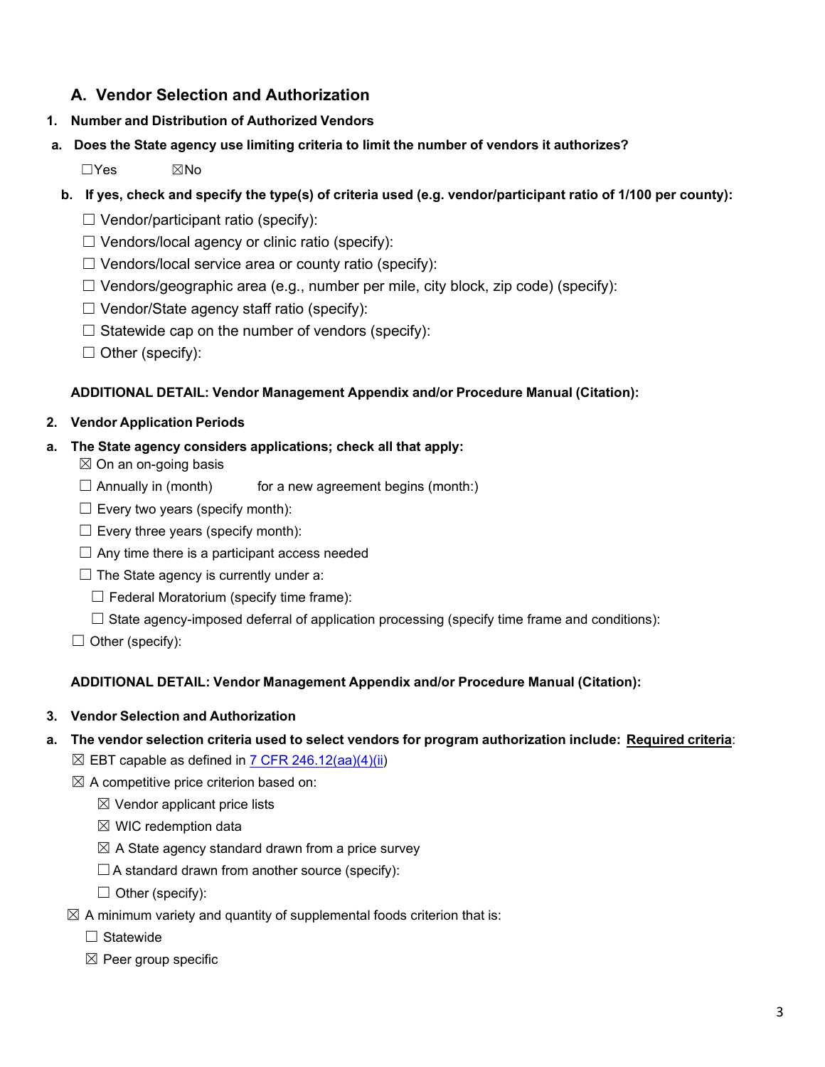## A. Vendor Selection and Authorization

**1. Number and Distribution of Authorized Vendors**

**a. Does the State agency use limiting criteria to limit the number of vendors it authorizes?**

☐Yes ☒No

**b. If yes, check and specify the type(s) of criteria used (e.g. vendor/participant ratio of 1/100 per county):**

☐ Vendor/participant ratio (specify):

☐ Vendors/local agency or clinic ratio (specify):

☐ Vendors/local service area or county ratio (specify):

☐ Vendors/geographic area (e.g., number per mile, city block, zip code) (specify):

☐ Vendor/State agency staff ratio (specify):

☐ Statewide cap on the number of vendors (specify):

☐ Other (specify):

**ADDITIONAL DETAIL: Vendor Management Appendix and/or Procedure Manual (Citation):**

**2. Vendor Application Periods**

**a. The State agency considers applications; check all that apply:**

☒ On an on-going basis

☐ Annually in (month) for a new agreement begins (month:)

☐ Every two years (specify month):

☐ Every three years (specify month):

☐ Any time there is a participant access needed

☐ The State agency is currently under a:

☐ Federal Moratorium (specify time frame):

☐ State agency-imposed deferral of application processing (specify time frame and conditions):

☐ Other (specify):

**ADDITIONAL DETAIL: Vendor Management Appendix and/or Procedure Manual (Citation):**

**3. Vendor Selection and Authorization**

**a. The vendor selection criteria used to select vendors for program authorization include: Required criteria**:

☒ EBT capable as defined in 7 CFR 246.12(aa)(4)(ii)

☒ A competitive price criterion based on:

☒ Vendor applicant price lists

☒ WIC redemption data

☒ A State agency standard drawn from a price survey

☐ A standard drawn from another source (specify):

☐ Other (specify):

☒ A minimum variety and quantity of supplemental foods criterion that is:

☐ Statewide

☒ Peer group specific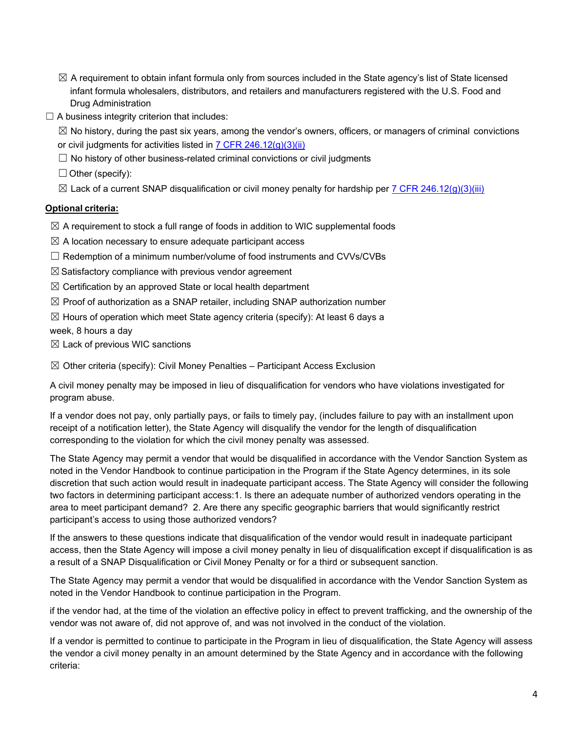- ☒ A requirement to obtain infant formula only from sources included in the State agency's list of State licensed infant formula wholesalers, distributors, and retailers and manufacturers registered with the U.S. Food and Drug Administration

☐ A business integrity criterion that includes:

- ☒ No history, during the past six years, among the vendor's owners, officers, or managers of criminal convictions or civil judgments for activities listed in [7 CFR 246.12(g)(3)(ii)]
- ☐ No history of other business-related criminal convictions or civil judgments
- ☐ Other (specify):
- ☒ Lack of a current SNAP disqualification or civil money penalty for hardship per [7 CFR 246.12(g)(3)(iii)]

**Optional criteria:**

- ☒ A requirement to stock a full range of foods in addition to WIC supplemental foods
- ☒ A location necessary to ensure adequate participant access
- ☐ Redemption of a minimum number/volume of food instruments and CVVs/CVBs
- ☒ Satisfactory compliance with previous vendor agreement
- ☒ Certification by an approved State or local health department
- ☒ Proof of authorization as a SNAP retailer, including SNAP authorization number
- ☒ Hours of operation which meet State agency criteria (specify): At least 6 days a week, 8 hours a day
- ☒ Lack of previous WIC sanctions

☒ Other criteria (specify): Civil Money Penalties – Participant Access Exclusion

A civil money penalty may be imposed in lieu of disqualification for vendors who have violations investigated for program abuse.

If a vendor does not pay, only partially pays, or fails to timely pay, (includes failure to pay with an installment upon receipt of a notification letter), the State Agency will disqualify the vendor for the length of disqualification corresponding to the violation for which the civil money penalty was assessed.

The State Agency may permit a vendor that would be disqualified in accordance with the Vendor Sanction System as noted in the Vendor Handbook to continue participation in the Program if the State Agency determines, in its sole discretion that such action would result in inadequate participant access. The State Agency will consider the following two factors in determining participant access:1. Is there an adequate number of authorized vendors operating in the area to meet participant demand? 2. Are there any specific geographic barriers that would significantly restrict participant's access to using those authorized vendors?

If the answers to these questions indicate that disqualification of the vendor would result in inadequate participant access, then the State Agency will impose a civil money penalty in lieu of disqualification except if disqualification is as a result of a SNAP Disqualification or Civil Money Penalty or for a third or subsequent sanction.

The State Agency may permit a vendor that would be disqualified in accordance with the Vendor Sanction System as noted in the Vendor Handbook to continue participation in the Program.

if the vendor had, at the time of the violation an effective policy in effect to prevent trafficking, and the ownership of the vendor was not aware of, did not approve of, and was not involved in the conduct of the violation.

If a vendor is permitted to continue to participate in the Program in lieu of disqualification, the State Agency will assess the vendor a civil money penalty in an amount determined by the State Agency and in accordance with the following criteria: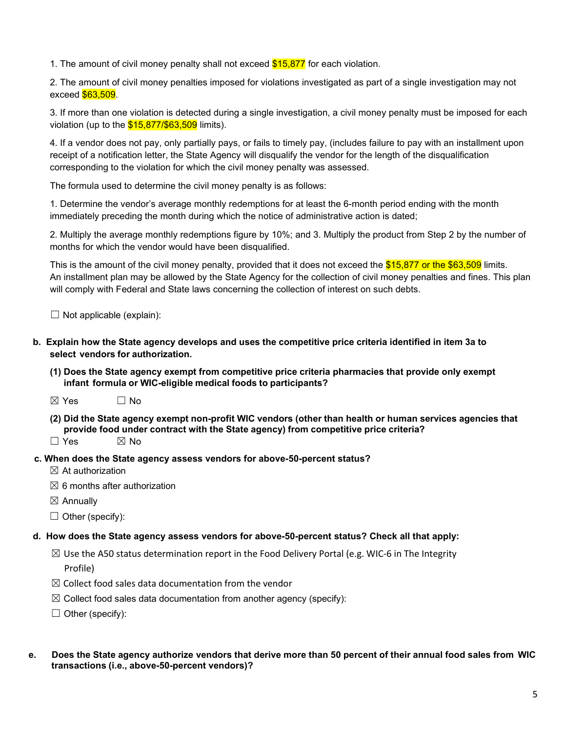1. The amount of civil money penalty shall not exceed $15,877 for each violation.

2. The amount of civil money penalties imposed for violations investigated as part of a single investigation may not exceed $63,509.

3. If more than one violation is detected during a single investigation, a civil money penalty must be imposed for each violation (up to the $15,877/$63,509 limits).

4. If a vendor does not pay, only partially pays, or fails to timely pay, (includes failure to pay with an installment upon receipt of a notification letter, the State Agency will disqualify the vendor for the length of the disqualification corresponding to the violation for which the civil money penalty was assessed.

The formula used to determine the civil money penalty is as follows:

1. Determine the vendor's average monthly redemptions for at least the 6-month period ending with the month immediately preceding the month during which the notice of administrative action is dated;

2. Multiply the average monthly redemptions figure by 10%; and 3. Multiply the product from Step 2 by the number of months for which the vendor would have been disqualified.

This is the amount of the civil money penalty, provided that it does not exceed the $15,877 or the $63,509 limits. An installment plan may be allowed by the State Agency for the collection of civil money penalties and fines. This plan will comply with Federal and State laws concerning the collection of interest on such debts.

☐ Not applicable (explain):

**b. Explain how the State agency develops and uses the competitive price criteria identified in item 3a to select vendors for authorization.**

**(1) Does the State agency exempt from competitive price criteria pharmacies that provide only exempt infant formula or WIC-eligible medical foods to participants?**

☒ Yes ☐ No

**(2) Did the State agency exempt non-profit WIC vendors (other than health or human services agencies that provide food under contract with the State agency) from competitive price criteria?**

☐ Yes ☒ No

**c. When does the State agency assess vendors for above-50-percent status?**

☒ At authorization

☒ 6 months after authorization

☒ Annually

☐ Other (specify):

**d. How does the State agency assess vendors for above-50-percent status? Check all that apply:**

☒ Use the A50 status determination report in the Food Delivery Portal (e.g. WIC-6 in The Integrity Profile)

☒ Collect food sales data documentation from the vendor

☒ Collect food sales data documentation from another agency (specify):

☐ Other (specify):

**e. Does the State agency authorize vendors that derive more than 50 percent of their annual food sales from WIC transactions (i.e., above-50-percent vendors)?**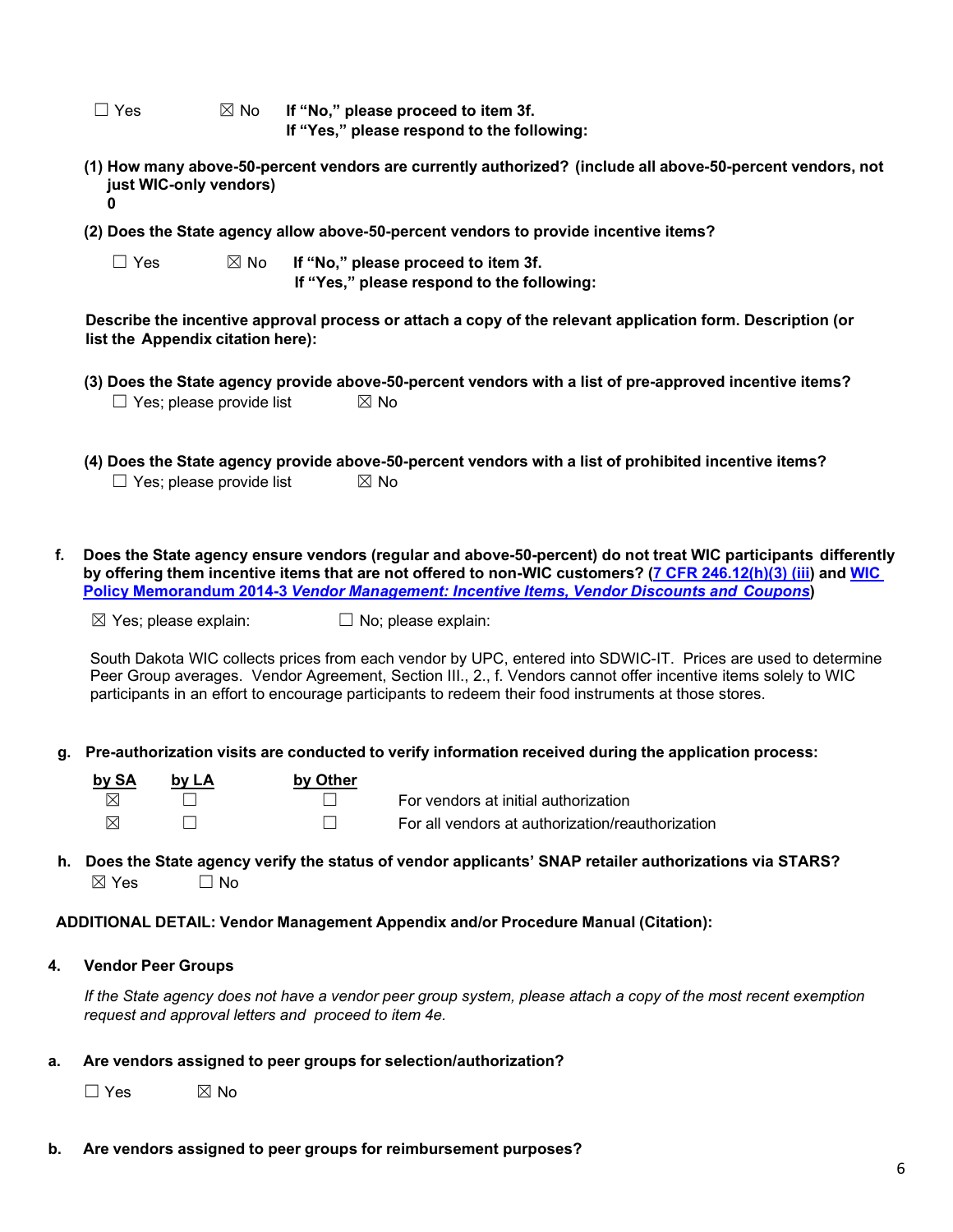☐ Yes ☒ No **If "No," please proceed to item 3f.**
**If "Yes," please respond to the following:**

**(1) How many above-50-percent vendors are currently authorized? (include all above-50-percent vendors, not just WIC-only vendors)**
**0**

**(2) Does the State agency allow above-50-percent vendors to provide incentive items?**

☐ Yes ☒ No **If "No," please proceed to item 3f.**
**If "Yes," please respond to the following:**

**Describe the incentive approval process or attach a copy of the relevant application form. Description (or list the Appendix citation here):**

**(3) Does the State agency provide above-50-percent vendors with a list of pre-approved incentive items?**
☐ Yes; please provide list ☒ No

**(4) Does the State agency provide above-50-percent vendors with a list of prohibited incentive items?**
☐ Yes; please provide list ☒ No

**f. Does the State agency ensure vendors (regular and above-50-percent) do not treat WIC participants differently by offering them incentive items that are not offered to non-WIC customers? (7 CFR 246.12(h)(3) (iii)) and WIC Policy Memorandum 2014-3 *Vendor Management: Incentive Items, Vendor Discounts and Coupons*)**

☒ Yes; please explain: ☐ No; please explain:

South Dakota WIC collects prices from each vendor by UPC, entered into SDWIC-IT. Prices are used to determine Peer Group averages. Vendor Agreement, Section III., 2., f. Vendors cannot offer incentive items solely to WIC participants in an effort to encourage participants to redeem their food instruments at those stores.

**g. Pre-authorization visits are conducted to verify information received during the application process:**

| by SA | by LA | by Other | |
|---|---|---|---|
| ☒ | ☐ | ☐ | For vendors at initial authorization |
| ☒ | ☐ | ☐ | For all vendors at authorization/reauthorization |

**h. Does the State agency verify the status of vendor applicants' SNAP retailer authorizations via STARS?**
☒ Yes ☐ No

**ADDITIONAL DETAIL: Vendor Management Appendix and/or Procedure Manual (Citation):**

**4. Vendor Peer Groups**

*If the State agency does not have a vendor peer group system, please attach a copy of the most recent exemption request and approval letters and proceed to item 4e.*

**a. Are vendors assigned to peer groups for selection/authorization?**

☐ Yes ☒ No

**b. Are vendors assigned to peer groups for reimbursement purposes?**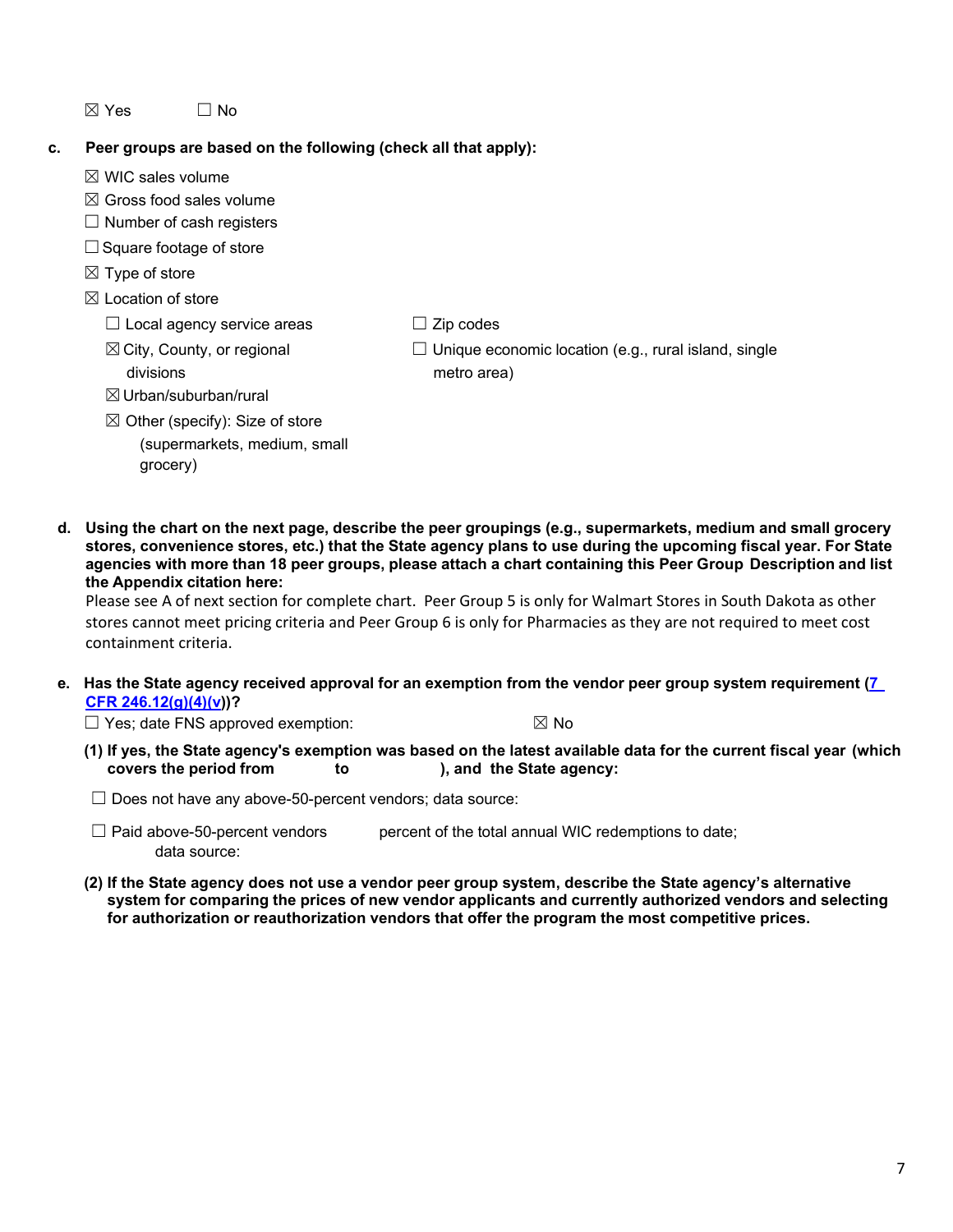☒ Yes ☐ No

**c. Peer groups are based on the following (check all that apply):**

☒ WIC sales volume

☒ Gross food sales volume

☐ Number of cash registers

☐ Square footage of store

☒ Type of store

☒ Location of store

- ☐ Local agency service areas
- ☐ Zip codes
- ☒ City, County, or regional divisions
- ☐ Unique economic location (e.g., rural island, single metro area)
- ☒ Urban/suburban/rural
- ☒ Other (specify): Size of store (supermarkets, medium, small grocery)

**d. Using the chart on the next page, describe the peer groupings (e.g., supermarkets, medium and small grocery stores, convenience stores, etc.) that the State agency plans to use during the upcoming fiscal year. For State agencies with more than 18 peer groups, please attach a chart containing this Peer Group Description and list the Appendix citation here:**

Please see A of next section for complete chart. Peer Group 5 is only for Walmart Stores in South Dakota as other stores cannot meet pricing criteria and Peer Group 6 is only for Pharmacies as they are not required to meet cost containment criteria.

**e. Has the State agency received approval for an exemption from the vendor peer group system requirement ([7 CFR 246.12(g)(4)(v)](7 CFR 246.12(g)(4)(v)))?**

☐ Yes; date FNS approved exemption: ☒ No

**(1) If yes, the State agency's exemption was based on the latest available data for the current fiscal year (which covers the period from to ), and the State agency:**

☐ Does not have any above-50-percent vendors; data source:

☐ Paid above-50-percent vendors percent of the total annual WIC redemptions to date; data source:

**(2) If the State agency does not use a vendor peer group system, describe the State agency's alternative system for comparing the prices of new vendor applicants and currently authorized vendors and selecting for authorization or reauthorization vendors that offer the program the most competitive prices.**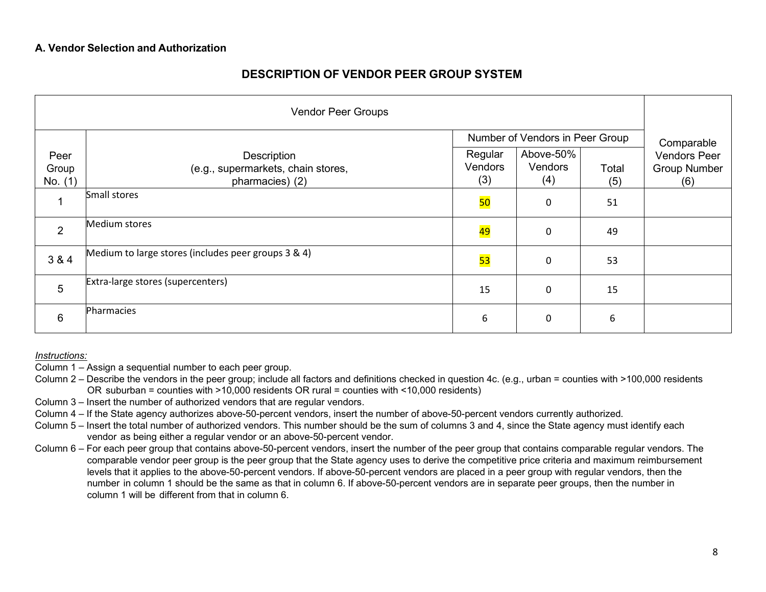### A. Vendor Selection and Authorization

## DESCRIPTION OF VENDOR PEER GROUP SYSTEM

| Vendor Peer Groups | | | | | |
|---|---|---|---|---|---|
| | | Number of Vendors in Peer Group | | | Comparable Vendors Peer Group Number (6) |
| Peer Group No. (1) | Description (e.g., supermarkets, chain stores, pharmacies) (2) | Regular Vendors (3) | Above-50% Vendors (4) | Total (5) | |
| 1 | Small stores | 50 | 0 | 51 | |
| 2 | Medium stores | 49 | 0 | 49 | |
| 3 & 4 | Medium to large stores (includes peer groups 3 & 4) | 53 | 0 | 53 | |
| 5 | Extra-large stores (supercenters) | 15 | 0 | 15 | |
| 6 | Pharmacies | 6 | 0 | 6 | |

*Instructions:*

Column 1 – Assign a sequential number to each peer group.

Column 2 – Describe the vendors in the peer group; include all factors and definitions checked in question 4c. (e.g., urban = counties with >100,000 residents OR suburban = counties with >10,000 residents OR rural = counties with <10,000 residents)

Column 3 – Insert the number of authorized vendors that are regular vendors.

Column 4 – If the State agency authorizes above-50-percent vendors, insert the number of above-50-percent vendors currently authorized.

Column 5 – Insert the total number of authorized vendors. This number should be the sum of columns 3 and 4, since the State agency must identify each vendor as being either a regular vendor or an above-50-percent vendor.

Column 6 – For each peer group that contains above-50-percent vendors, insert the number of the peer group that contains comparable regular vendors. The comparable vendor peer group is the peer group that the State agency uses to derive the competitive price criteria and maximum reimbursement levels that it applies to the above-50-percent vendors. If above-50-percent vendors are placed in a peer group with regular vendors, then the number in column 1 should be the same as that in column 6. If above-50-percent vendors are in separate peer groups, then the number in column 1 will be different from that in column 6.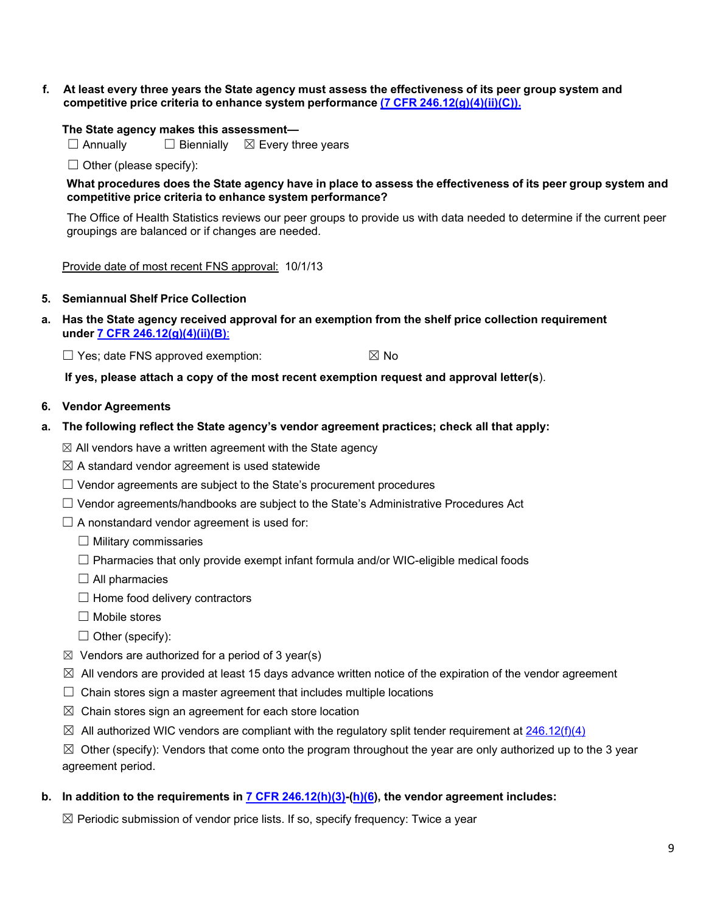**f. At least every three years the State agency must assess the effectiveness of its peer group system and competitive price criteria to enhance system performance [(7 CFR 246.12(g)(4)(ii)(C)).]()**

**The State agency makes this assessment—**

☐ Annually ☐ Biennially ☒ Every three years

☐ Other (please specify):

**What procedures does the State agency have in place to assess the effectiveness of its peer group system and competitive price criteria to enhance system performance?**

The Office of Health Statistics reviews our peer groups to provide us with data needed to determine if the current peer groupings are balanced or if changes are needed.

Provide date of most recent FNS approval: 10/1/13

**5. Semiannual Shelf Price Collection**

**a. Has the State agency received approval for an exemption from the shelf price collection requirement under [7 CFR 246.12(g)(4)(ii)(B)]():**

☐ Yes; date FNS approved exemption: ☒ No

**If yes, please attach a copy of the most recent exemption request and approval letter(s**).

**6. Vendor Agreements**

**a. The following reflect the State agency's vendor agreement practices; check all that apply:**

☒ All vendors have a written agreement with the State agency

☒ A standard vendor agreement is used statewide

☐ Vendor agreements are subject to the State's procurement procedures

☐ Vendor agreements/handbooks are subject to the State's Administrative Procedures Act

☐ A nonstandard vendor agreement is used for:

- ☐ Military commissaries
- ☐ Pharmacies that only provide exempt infant formula and/or WIC-eligible medical foods
- ☐ All pharmacies
- ☐ Home food delivery contractors
- ☐ Mobile stores
- ☐ Other (specify):

☒ Vendors are authorized for a period of 3 year(s)

☒ All vendors are provided at least 15 days advance written notice of the expiration of the vendor agreement

☐ Chain stores sign a master agreement that includes multiple locations

☒ Chain stores sign an agreement for each store location

☒ All authorized WIC vendors are compliant with the regulatory split tender requirement at [246.12(f)(4)]()

☒ Other (specify): Vendors that come onto the program throughout the year are only authorized up to the 3 year agreement period.

**b. In addition to the requirements in [7 CFR 246.12(h)(3)]()-([h)(6]()), the vendor agreement includes:**

☒ Periodic submission of vendor price lists. If so, specify frequency: Twice a year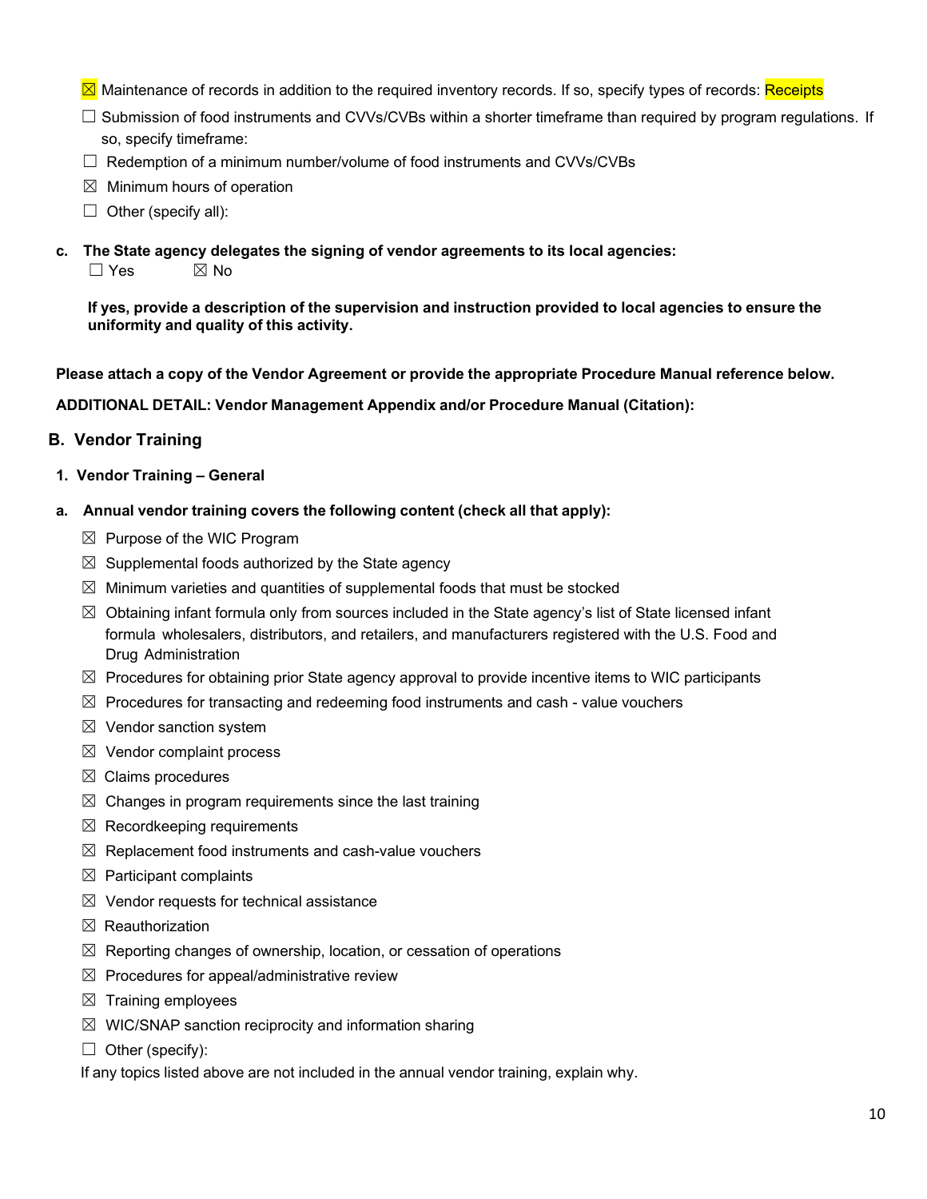☒ Maintenance of records in addition to the required inventory records. If so, specify types of records: Receipts

☐ Submission of food instruments and CVVs/CVBs within a shorter timeframe than required by program regulations. If so, specify timeframe:

☐ Redemption of a minimum number/volume of food instruments and CVVs/CVBs

☒ Minimum hours of operation

☐ Other (specify all):

**c. The State agency delegates the signing of vendor agreements to its local agencies:**

☐ Yes ☒ No

**If yes, provide a description of the supervision and instruction provided to local agencies to ensure the uniformity and quality of this activity.**

**Please attach a copy of the Vendor Agreement or provide the appropriate Procedure Manual reference below.**

**ADDITIONAL DETAIL: Vendor Management Appendix and/or Procedure Manual (Citation):**

## B. Vendor Training

### 1. Vendor Training – General

**a. Annual vendor training covers the following content (check all that apply):**

☒ Purpose of the WIC Program

☒ Supplemental foods authorized by the State agency

☒ Minimum varieties and quantities of supplemental foods that must be stocked

☒ Obtaining infant formula only from sources included in the State agency's list of State licensed infant formula wholesalers, distributors, and retailers, and manufacturers registered with the U.S. Food and Drug Administration

☒ Procedures for obtaining prior State agency approval to provide incentive items to WIC participants

☒ Procedures for transacting and redeeming food instruments and cash - value vouchers

☒ Vendor sanction system

☒ Vendor complaint process

☒ Claims procedures

☒ Changes in program requirements since the last training

☒ Recordkeeping requirements

☒ Replacement food instruments and cash-value vouchers

☒ Participant complaints

☒ Vendor requests for technical assistance

☒ Reauthorization

☒ Reporting changes of ownership, location, or cessation of operations

☒ Procedures for appeal/administrative review

☒ Training employees

☒ WIC/SNAP sanction reciprocity and information sharing

☐ Other (specify):

If any topics listed above are not included in the annual vendor training, explain why.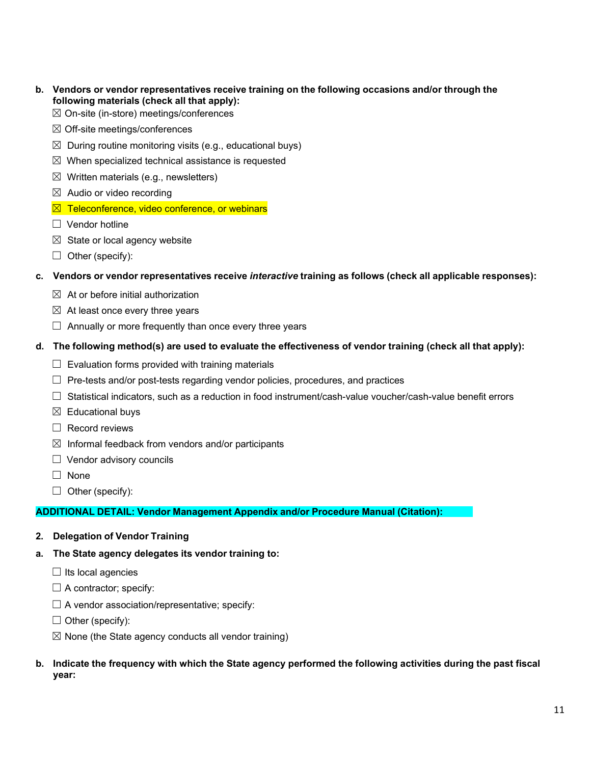**b. Vendors or vendor representatives receive training on the following occasions and/or through the following materials (check all that apply):**

☒ On-site (in-store) meetings/conferences

☒ Off-site meetings/conferences

☒ During routine monitoring visits (e.g., educational buys)

☒ When specialized technical assistance is requested

☒ Written materials (e.g., newsletters)

☒ Audio or video recording

☒ Teleconference, video conference, or webinars

☐ Vendor hotline

☒ State or local agency website

☐ Other (specify):

**c. Vendors or vendor representatives receive *interactive* training as follows (check all applicable responses):**

☒ At or before initial authorization

☒ At least once every three years

☐ Annually or more frequently than once every three years

**d. The following method(s) are used to evaluate the effectiveness of vendor training (check all that apply):**

☐ Evaluation forms provided with training materials

☐ Pre-tests and/or post-tests regarding vendor policies, procedures, and practices

☐ Statistical indicators, such as a reduction in food instrument/cash-value voucher/cash-value benefit errors

☒ Educational buys

☐ Record reviews

☒ Informal feedback from vendors and/or participants

☐ Vendor advisory councils

☐ None

☐ Other (specify):

**ADDITIONAL DETAIL: Vendor Management Appendix and/or Procedure Manual (Citation):**

**2. Delegation of Vendor Training**

**a. The State agency delegates its vendor training to:**

☐ Its local agencies

☐ A contractor; specify:

☐ A vendor association/representative; specify:

☐ Other (specify):

☒ None (the State agency conducts all vendor training)

**b. Indicate the frequency with which the State agency performed the following activities during the past fiscal year:**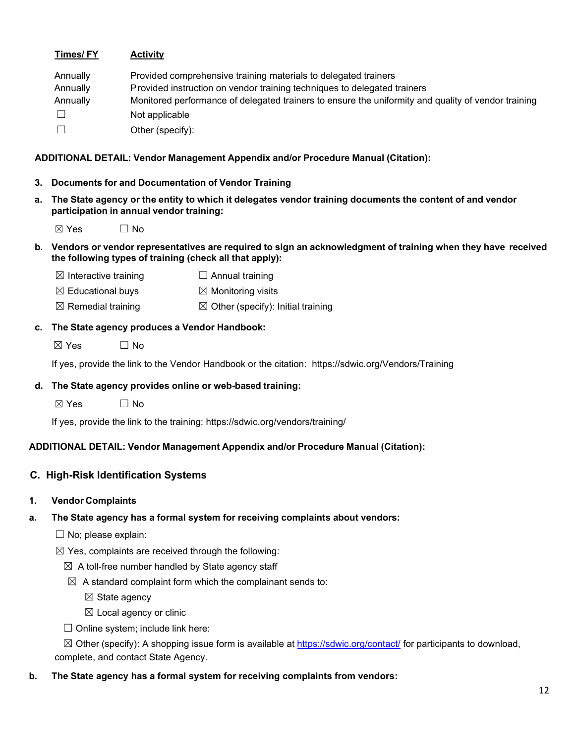| Times/ FY | Activity |
| --- | --- |
| Annually | Provided comprehensive training materials to delegated trainers |
| Annually | Provided instruction on vendor training techniques to delegated trainers |
| Annually | Monitored performance of delegated trainers to ensure the uniformity and quality of vendor training |
| ☐ | Not applicable |
| ☐ | Other (specify): |

**ADDITIONAL DETAIL: Vendor Management Appendix and/or Procedure Manual (Citation):**

**3. Documents for and Documentation of Vendor Training**

**a. The State agency or the entity to which it delegates vendor training documents the content of and vendor participation in annual vendor training:**

☒ Yes ☐ No

**b. Vendors or vendor representatives are required to sign an acknowledgment of training when they have received the following types of training (check all that apply):**

☒ Interactive training
☐ Annual training
☒ Educational buys
☒ Monitoring visits
☒ Remedial training
☒ Other (specify): Initial training

**c. The State agency produces a Vendor Handbook:**

☒ Yes ☐ No

If yes, provide the link to the Vendor Handbook or the citation: https://sdwic.org/Vendors/Training

**d. The State agency provides online or web-based training:**

☒ Yes ☐ No

If yes, provide the link to the training: https://sdwic.org/vendors/training/

**ADDITIONAL DETAIL: Vendor Management Appendix and/or Procedure Manual (Citation):**

## C. High-Risk Identification Systems

**1. Vendor Complaints**

**a. The State agency has a formal system for receiving complaints about vendors:**

☐ No; please explain:

☒ Yes, complaints are received through the following:

- ☒ A toll-free number handled by State agency staff
- ☒ A standard complaint form which the complainant sends to:
  - ☒ State agency
  - ☒ Local agency or clinic
- ☐ Online system; include link here:
- ☒ Other (specify): A shopping issue form is available at https://sdwic.org/contact/ for participants to download, complete, and contact State Agency.

**b. The State agency has a formal system for receiving complaints from vendors:**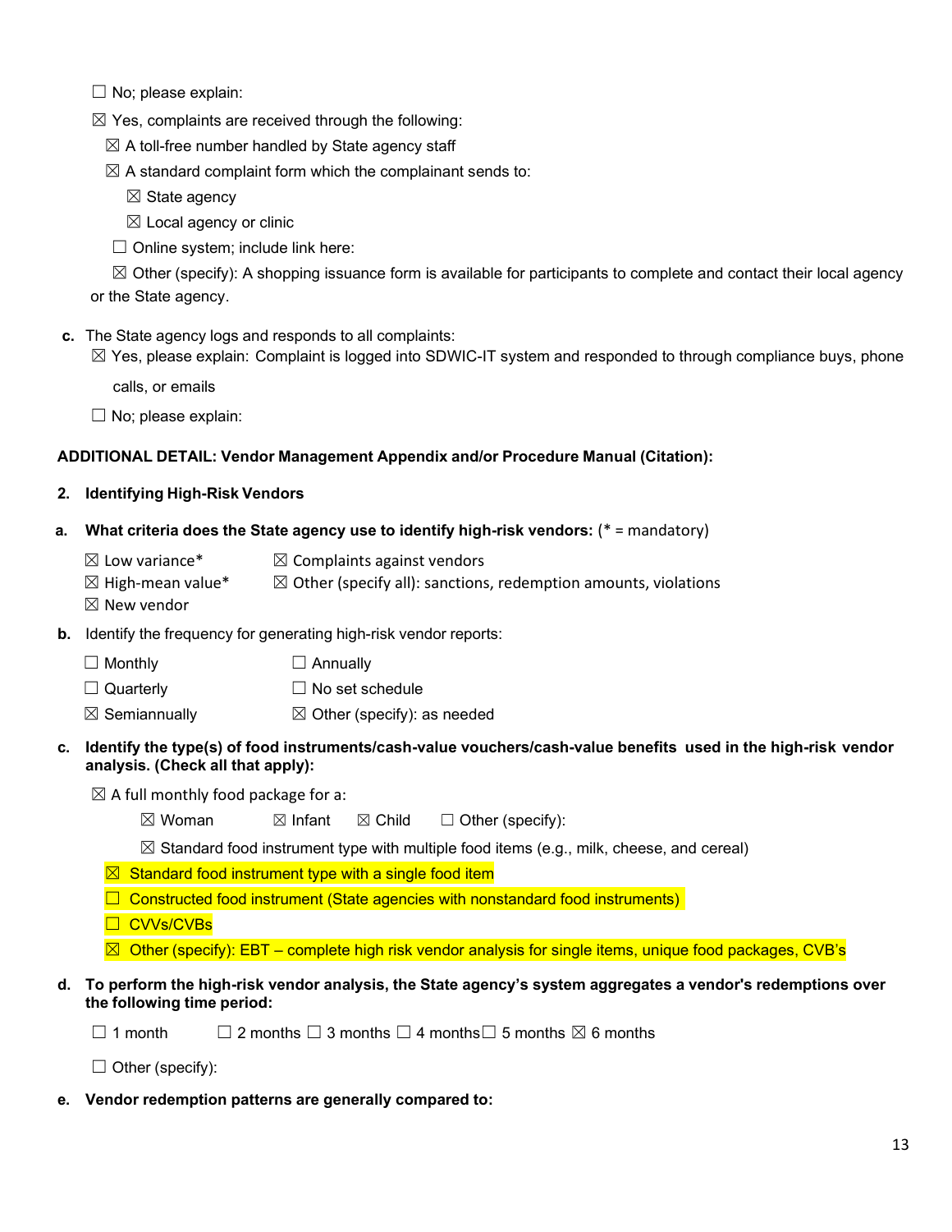☐ No; please explain:

☒ Yes, complaints are received through the following:

☒ A toll-free number handled by State agency staff

☒ A standard complaint form which the complainant sends to:

☒ State agency

☒ Local agency or clinic

☐ Online system; include link here:

☒ Other (specify): A shopping issuance form is available for participants to complete and contact their local agency or the State agency.

**c.** The State agency logs and responds to all complaints:

☒ Yes, please explain: Complaint is logged into SDWIC-IT system and responded to through compliance buys, phone calls, or emails

☐ No; please explain:

**ADDITIONAL DETAIL: Vendor Management Appendix and/or Procedure Manual (Citation):**

**2. Identifying High-Risk Vendors**

**a. What criteria does the State agency use to identify high-risk vendors:** (* = mandatory)

☒ Low variance*

☒ High-mean value*

☒ New vendor

☒ Complaints against vendors

☒ Other (specify all): sanctions, redemption amounts, violations

**b.** Identify the frequency for generating high-risk vendor reports:

☐ Monthly

☐ Quarterly

☒ Semiannually

☐ Annually

☐ No set schedule

☒ Other (specify): as needed

**c. Identify the type(s) of food instruments/cash-value vouchers/cash-value benefits used in the high-risk vendor analysis. (Check all that apply):**

☒ A full monthly food package for a:

☒ Woman ☒ Infant ☒ Child ☐ Other (specify):

☒ Standard food instrument type with multiple food items (e.g., milk, cheese, and cereal)

☒ Standard food instrument type with a single food item

☐ Constructed food instrument (State agencies with nonstandard food instruments)

☐ CVVs/CVBs

☒ Other (specify): EBT – complete high risk vendor analysis for single items, unique food packages, CVB's

**d. To perform the high-risk vendor analysis, the State agency's system aggregates a vendor's redemptions over the following time period:**

☐ 1 month ☐ 2 months ☐ 3 months ☐ 4 months ☐ 5 months ☒ 6 months

☐ Other (specify):

**e. Vendor redemption patterns are generally compared to:**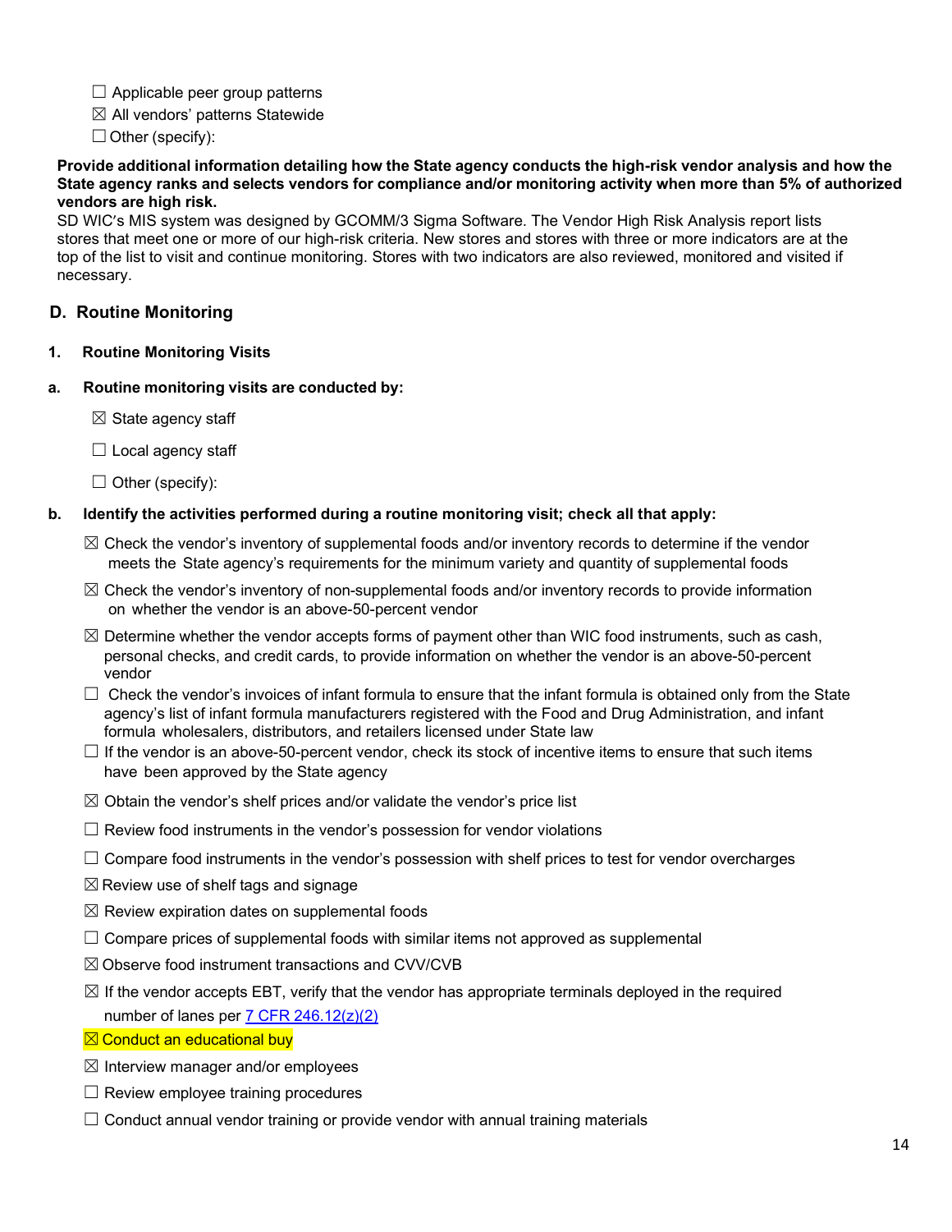☐ Applicable peer group patterns
☒ All vendors' patterns Statewide
☐ Other (specify):

**Provide additional information detailing how the State agency conducts the high-risk vendor analysis and how the State agency ranks and selects vendors for compliance and/or monitoring activity when more than 5% of authorized vendors are high risk.**
SD WIC's MIS system was designed by GCOMM/3 Sigma Software. The Vendor High Risk Analysis report lists stores that meet one or more of our high-risk criteria. New stores and stores with three or more indicators are at the top of the list to visit and continue monitoring. Stores with two indicators are also reviewed, monitored and visited if necessary.

## D. Routine Monitoring

### 1. Routine Monitoring Visits

**a. Routine monitoring visits are conducted by:**

☒ State agency staff

☐ Local agency staff

☐ Other (specify):

**b. Identify the activities performed during a routine monitoring visit; check all that apply:**

☒ Check the vendor's inventory of supplemental foods and/or inventory records to determine if the vendor meets the State agency's requirements for the minimum variety and quantity of supplemental foods

☒ Check the vendor's inventory of non-supplemental foods and/or inventory records to provide information on whether the vendor is an above-50-percent vendor

☒ Determine whether the vendor accepts forms of payment other than WIC food instruments, such as cash, personal checks, and credit cards, to provide information on whether the vendor is an above-50-percent vendor

☐ Check the vendor's invoices of infant formula to ensure that the infant formula is obtained only from the State agency's list of infant formula manufacturers registered with the Food and Drug Administration, and infant formula wholesalers, distributors, and retailers licensed under State law

☐ If the vendor is an above-50-percent vendor, check its stock of incentive items to ensure that such items have been approved by the State agency

☒ Obtain the vendor's shelf prices and/or validate the vendor's price list

☐ Review food instruments in the vendor's possession for vendor violations

☐ Compare food instruments in the vendor's possession with shelf prices to test for vendor overcharges

☒ Review use of shelf tags and signage

☒ Review expiration dates on supplemental foods

☐ Compare prices of supplemental foods with similar items not approved as supplemental

☒ Observe food instrument transactions and CVV/CVB

☒ If the vendor accepts EBT, verify that the vendor has appropriate terminals deployed in the required number of lanes per 7 CFR 246.12(z)(2)

☒ Conduct an educational buy

☒ Interview manager and/or employees

☐ Review employee training procedures

☐ Conduct annual vendor training or provide vendor with annual training materials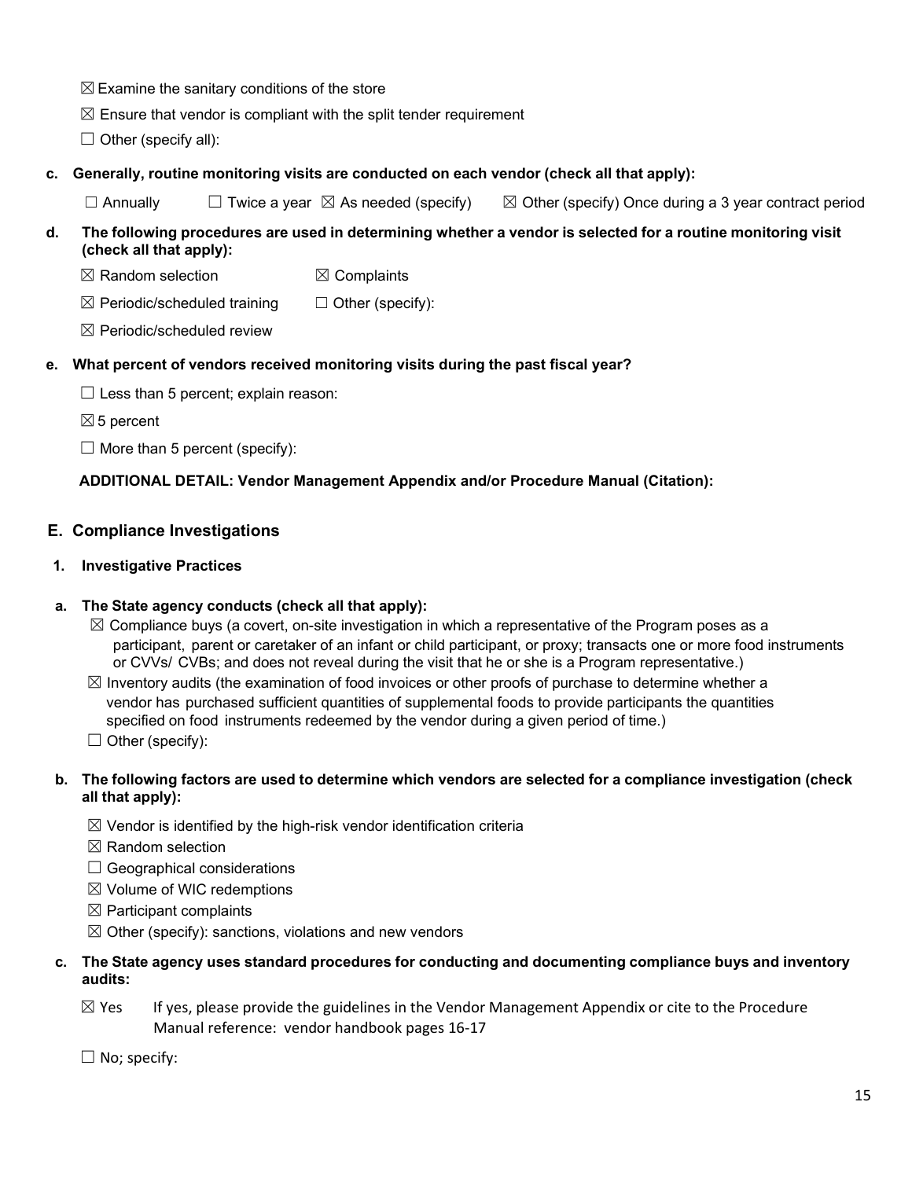☒ Examine the sanitary conditions of the store

☒ Ensure that vendor is compliant with the split tender requirement

☐ Other (specify all):

**c. Generally, routine monitoring visits are conducted on each vendor (check all that apply):**

☐ Annually ☐ Twice a year ☒ As needed (specify) ☒ Other (specify) Once during a 3 year contract period

**d. The following procedures are used in determining whether a vendor is selected for a routine monitoring visit (check all that apply):**

☒ Random selection ☒ Complaints

☒ Periodic/scheduled training ☐ Other (specify):

☒ Periodic/scheduled review

**e. What percent of vendors received monitoring visits during the past fiscal year?**

☐ Less than 5 percent; explain reason:

☒ 5 percent

☐ More than 5 percent (specify):

**ADDITIONAL DETAIL: Vendor Management Appendix and/or Procedure Manual (Citation):**

## E. Compliance Investigations

### 1. Investigative Practices

**a. The State agency conducts (check all that apply):**

☒ Compliance buys (a covert, on-site investigation in which a representative of the Program poses as a participant, parent or caretaker of an infant or child participant, or proxy; transacts one or more food instruments or CVVs/ CVBs; and does not reveal during the visit that he or she is a Program representative.)

☒ Inventory audits (the examination of food invoices or other proofs of purchase to determine whether a vendor has purchased sufficient quantities of supplemental foods to provide participants the quantities specified on food instruments redeemed by the vendor during a given period of time.)

☐ Other (specify):

**b. The following factors are used to determine which vendors are selected for a compliance investigation (check all that apply):**

☒ Vendor is identified by the high-risk vendor identification criteria

☒ Random selection

☐ Geographical considerations

☒ Volume of WIC redemptions

☒ Participant complaints

☒ Other (specify): sanctions, violations and new vendors

**c. The State agency uses standard procedures for conducting and documenting compliance buys and inventory audits:**

☒ Yes If yes, please provide the guidelines in the Vendor Management Appendix or cite to the Procedure Manual reference: vendor handbook pages 16-17

☐ No; specify: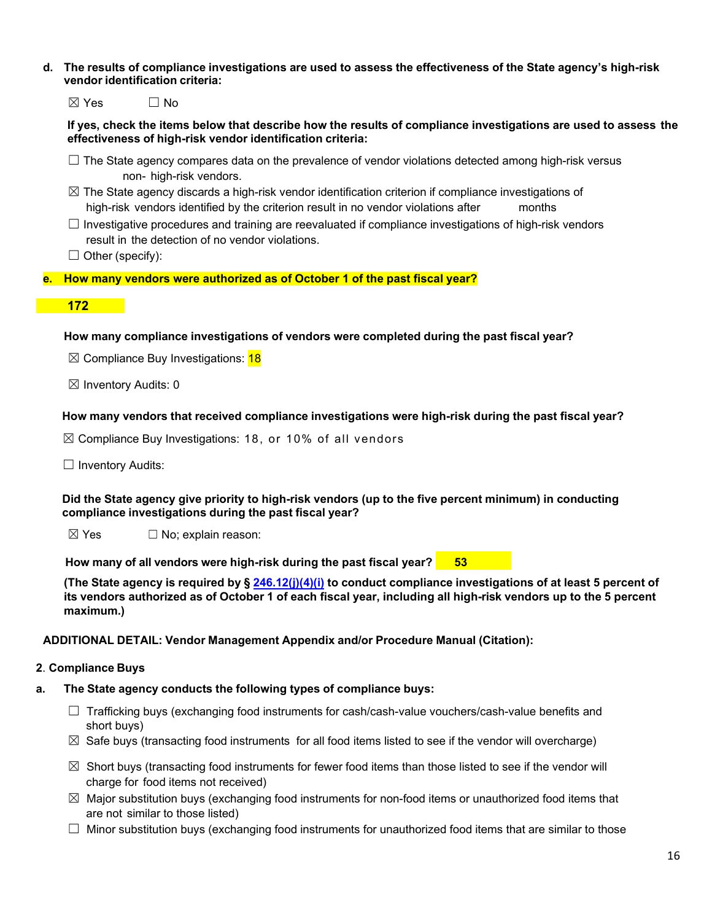**d. The results of compliance investigations are used to assess the effectiveness of the State agency's high-risk vendor identification criteria:**

☒ Yes ☐ No

**If yes, check the items below that describe how the results of compliance investigations are used to assess the effectiveness of high-risk vendor identification criteria:**

☐ The State agency compares data on the prevalence of vendor violations detected among high-risk versus non- high-risk vendors.

☒ The State agency discards a high-risk vendor identification criterion if compliance investigations of high-risk vendors identified by the criterion result in no vendor violations after months

☐ Investigative procedures and training are reevaluated if compliance investigations of high-risk vendors result in the detection of no vendor violations.

☐ Other (specify):

**e. How many vendors were authorized as of October 1 of the past fiscal year?**

**172**

**How many compliance investigations of vendors were completed during the past fiscal year?**

☒ Compliance Buy Investigations: 18

☒ Inventory Audits: 0

**How many vendors that received compliance investigations were high-risk during the past fiscal year?**

☒ Compliance Buy Investigations: 18, or 10% of all vendors

☐ Inventory Audits:

**Did the State agency give priority to high-risk vendors (up to the five percent minimum) in conducting compliance investigations during the past fiscal year?**

☒ Yes ☐ No; explain reason:

**How many of all vendors were high-risk during the past fiscal year?** **53**

**(The State agency is required by § 246.12(j)(4)(i) to conduct compliance investigations of at least 5 percent of its vendors authorized as of October 1 of each fiscal year, including all high-risk vendors up to the 5 percent maximum.)**

**ADDITIONAL DETAIL: Vendor Management Appendix and/or Procedure Manual (Citation):**

**2. Compliance Buys**

**a. The State agency conducts the following types of compliance buys:**

☐ Trafficking buys (exchanging food instruments for cash/cash-value vouchers/cash-value benefits and short buys)

☒ Safe buys (transacting food instruments for all food items listed to see if the vendor will overcharge)

☒ Short buys (transacting food instruments for fewer food items than those listed to see if the vendor will charge for food items not received)

☒ Major substitution buys (exchanging food instruments for non-food items or unauthorized food items that are not similar to those listed)

☐ Minor substitution buys (exchanging food instruments for unauthorized food items that are similar to those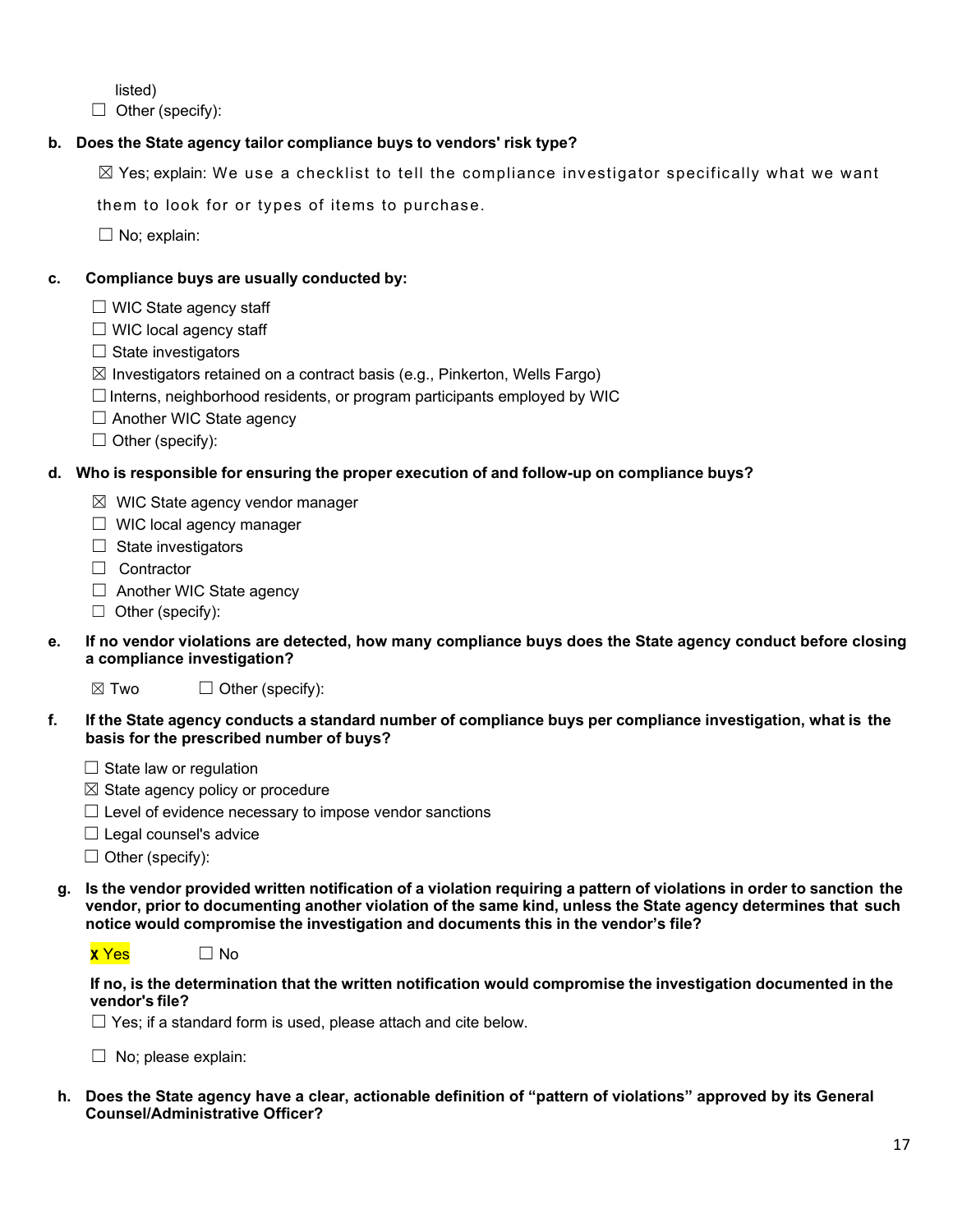listed)

☐ Other (specify):

**b. Does the State agency tailor compliance buys to vendors' risk type?**

☒ Yes; explain: We use a checklist to tell the compliance investigator specifically what we want them to look for or types of items to purchase.

☐ No; explain:

**c. Compliance buys are usually conducted by:**

☐ WIC State agency staff
☐ WIC local agency staff
☐ State investigators
☒ Investigators retained on a contract basis (e.g., Pinkerton, Wells Fargo)
☐ Interns, neighborhood residents, or program participants employed by WIC
☐ Another WIC State agency
☐ Other (specify):

**d. Who is responsible for ensuring the proper execution of and follow-up on compliance buys?**

☒ WIC State agency vendor manager
☐ WIC local agency manager
☐ State investigators
☐ Contractor
☐ Another WIC State agency
☐ Other (specify):

**e. If no vendor violations are detected, how many compliance buys does the State agency conduct before closing a compliance investigation?**

☒ Two ☐ Other (specify):

**f. If the State agency conducts a standard number of compliance buys per compliance investigation, what is the basis for the prescribed number of buys?**

☐ State law or regulation
☒ State agency policy or procedure
☐ Level of evidence necessary to impose vendor sanctions
☐ Legal counsel's advice
☐ Other (specify):

**g. Is the vendor provided written notification of a violation requiring a pattern of violations in order to sanction the vendor, prior to documenting another violation of the same kind, unless the State agency determines that such notice would compromise the investigation and documents this in the vendor's file?**

x Yes ☐ No

**If no, is the determination that the written notification would compromise the investigation documented in the vendor's file?**

☐ Yes; if a standard form is used, please attach and cite below.

☐ No; please explain:

**h. Does the State agency have a clear, actionable definition of "pattern of violations" approved by its General Counsel/Administrative Officer?**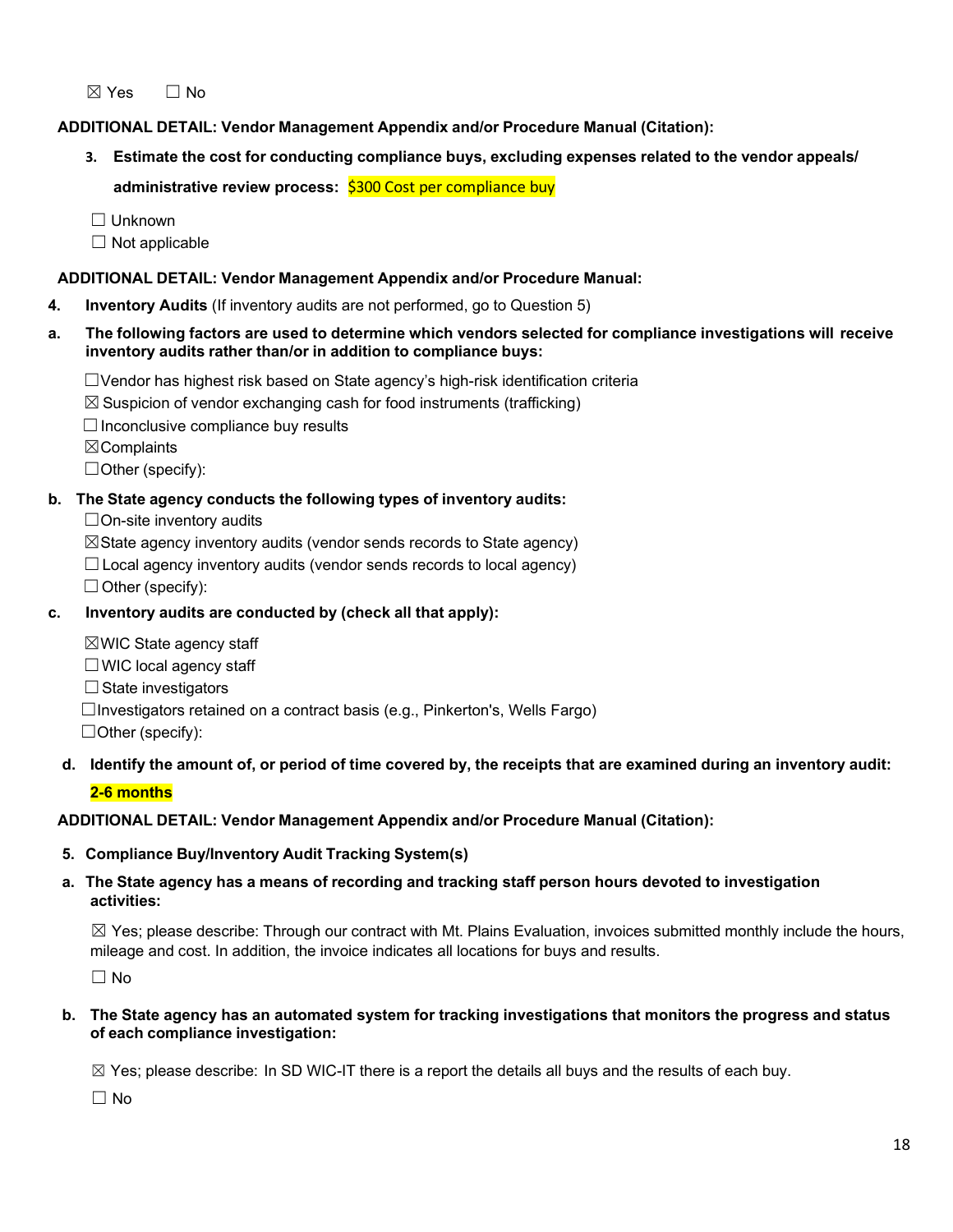☒ Yes ☐ No

**ADDITIONAL DETAIL: Vendor Management Appendix and/or Procedure Manual (Citation):**

3. **Estimate the cost for conducting compliance buys, excluding expenses related to the vendor appeals/ administrative review process:** $300 Cost per compliance buy

☐ Unknown
☐ Not applicable

**ADDITIONAL DETAIL: Vendor Management Appendix and/or Procedure Manual:**

**4. Inventory Audits** (If inventory audits are not performed, go to Question 5)

**a. The following factors are used to determine which vendors selected for compliance investigations will receive inventory audits rather than/or in addition to compliance buys:**

☐Vendor has highest risk based on State agency's high-risk identification criteria
☒ Suspicion of vendor exchanging cash for food instruments (trafficking)
☐ Inconclusive compliance buy results
☒Complaints
☐Other (specify):

**b. The State agency conducts the following types of inventory audits:**

☐On-site inventory audits
☒State agency inventory audits (vendor sends records to State agency)
☐ Local agency inventory audits (vendor sends records to local agency)
☐ Other (specify):

**c. Inventory audits are conducted by (check all that apply):**

☒WIC State agency staff
☐ WIC local agency staff
☐ State investigators
☐Investigators retained on a contract basis (e.g., Pinkerton's, Wells Fargo)
☐Other (specify):

**d. Identify the amount of, or period of time covered by, the receipts that are examined during an inventory audit:**

**2-6 months**

**ADDITIONAL DETAIL: Vendor Management Appendix and/or Procedure Manual (Citation):**

**5. Compliance Buy/Inventory Audit Tracking System(s)**

**a. The State agency has a means of recording and tracking staff person hours devoted to investigation activities:**

☒ Yes; please describe: Through our contract with Mt. Plains Evaluation, invoices submitted monthly include the hours, mileage and cost. In addition, the invoice indicates all locations for buys and results.

☐ No

**b. The State agency has an automated system for tracking investigations that monitors the progress and status of each compliance investigation:**

☒ Yes; please describe: In SD WIC-IT there is a report the details all buys and the results of each buy.

☐ No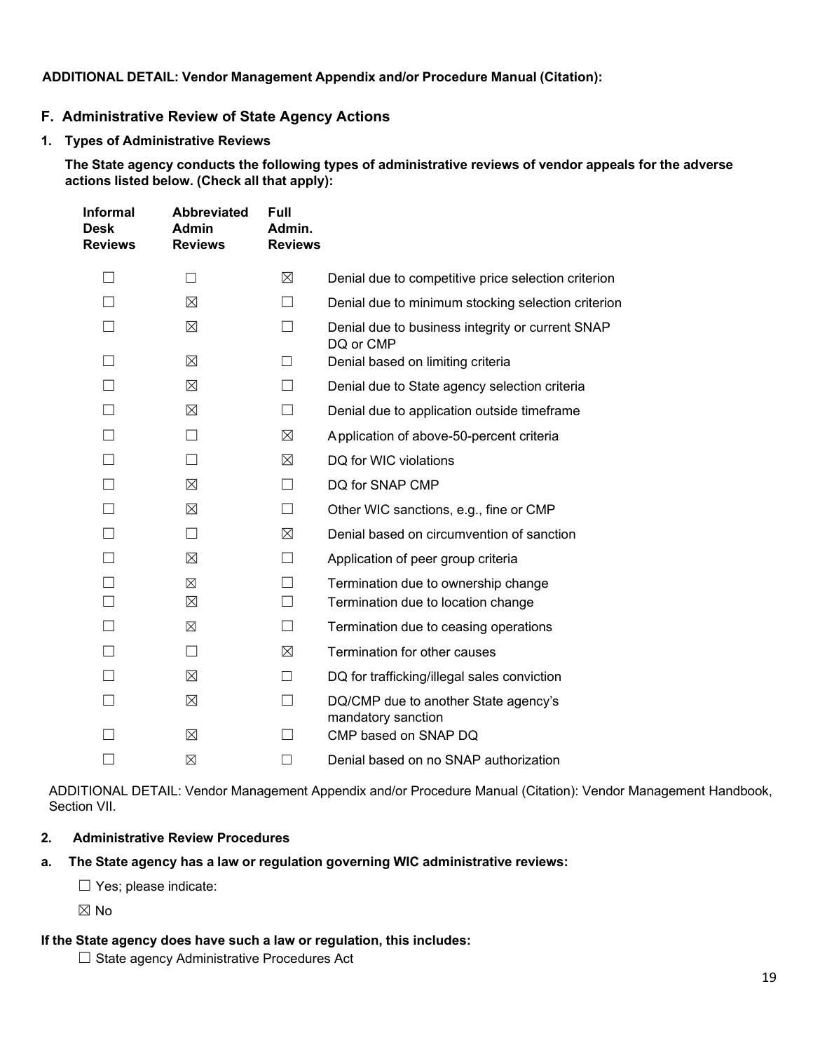**ADDITIONAL DETAIL: Vendor Management Appendix and/or Procedure Manual (Citation):**

## F. Administrative Review of State Agency Actions

### 1. Types of Administrative Reviews

**The State agency conducts the following types of administrative reviews of vendor appeals for the adverse actions listed below. (Check all that apply):**

| Informal Desk Reviews | Abbreviated Admin Reviews | Full Admin. Reviews | |
|---|---|---|---|
| ☐ | ☐ | ☒ | Denial due to competitive price selection criterion |
| ☐ | ☒ | ☐ | Denial due to minimum stocking selection criterion |
| ☐ | ☒ | ☐ | Denial due to business integrity or current SNAP DQ or CMP |
| ☐ | ☒ | ☐ | Denial based on limiting criteria |
| ☐ | ☒ | ☐ | Denial due to State agency selection criteria |
| ☐ | ☒ | ☐ | Denial due to application outside timeframe |
| ☐ | ☐ | ☒ | Application of above-50-percent criteria |
| ☐ | ☐ | ☒ | DQ for WIC violations |
| ☐ | ☒ | ☐ | DQ for SNAP CMP |
| ☐ | ☒ | ☐ | Other WIC sanctions, e.g., fine or CMP |
| ☐ | ☐ | ☒ | Denial based on circumvention of sanction |
| ☐ | ☒ | ☐ | Application of peer group criteria |
| ☐ | ☒ | ☐ | Termination due to ownership change |
| ☐ | ☒ | ☐ | Termination due to location change |
| ☐ | ☒ | ☐ | Termination due to ceasing operations |
| ☐ | ☐ | ☒ | Termination for other causes |
| ☐ | ☒ | ☐ | DQ for trafficking/illegal sales conviction |
| ☐ | ☒ | ☐ | DQ/CMP due to another State agency's mandatory sanction |
| ☐ | ☒ | ☐ | CMP based on SNAP DQ |
| ☐ | ☒ | ☐ | Denial based on no SNAP authorization |

ADDITIONAL DETAIL: Vendor Management Appendix and/or Procedure Manual (Citation): Vendor Management Handbook, Section VII.

### 2. Administrative Review Procedures

**a. The State agency has a law or regulation governing WIC administrative reviews:**

☐ Yes; please indicate:

☒ No

**If the State agency does have such a law or regulation, this includes:**

☐ State agency Administrative Procedures Act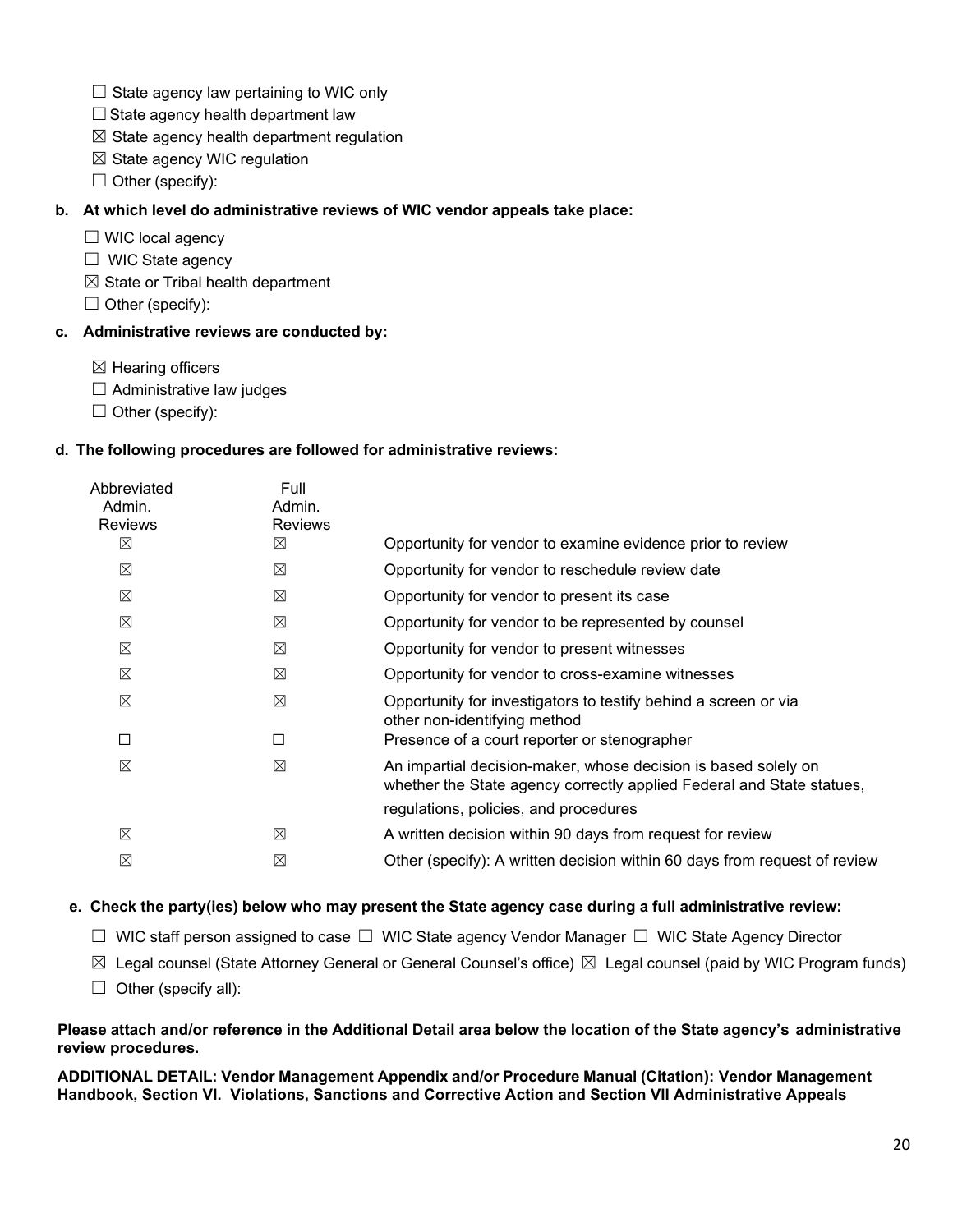☐ State agency law pertaining to WIC only
☐ State agency health department law
☒ State agency health department regulation
☒ State agency WIC regulation
☐ Other (specify):

**b. At which level do administrative reviews of WIC vendor appeals take place:**

☐ WIC local agency
☐ WIC State agency
☒ State or Tribal health department
☐ Other (specify):

**c. Administrative reviews are conducted by:**

☒ Hearing officers
☐ Administrative law judges
☐ Other (specify):

**d. The following procedures are followed for administrative reviews:**

| Abbreviated Admin. Reviews | Full Admin. Reviews | |
|---|---|---|
| ☒ | ☒ | Opportunity for vendor to examine evidence prior to review |
| ☒ | ☒ | Opportunity for vendor to reschedule review date |
| ☒ | ☒ | Opportunity for vendor to present its case |
| ☒ | ☒ | Opportunity for vendor to be represented by counsel |
| ☒ | ☒ | Opportunity for vendor to present witnesses |
| ☒ | ☒ | Opportunity for vendor to cross-examine witnesses |
| ☒ | ☒ | Opportunity for investigators to testify behind a screen or via other non-identifying method |
| ☐ | ☐ | Presence of a court reporter or stenographer |
| ☒ | ☒ | An impartial decision-maker, whose decision is based solely on whether the State agency correctly applied Federal and State statues, regulations, policies, and procedures |
| ☒ | ☒ | A written decision within 90 days from request for review |
| ☒ | ☒ | Other (specify): A written decision within 60 days from request of review |

**e. Check the party(ies) below who may present the State agency case during a full administrative review:**

☐ WIC staff person assigned to case ☐ WIC State agency Vendor Manager ☐ WIC State Agency Director
☒ Legal counsel (State Attorney General or General Counsel's office) ☒ Legal counsel (paid by WIC Program funds)
☐ Other (specify all):

**Please attach and/or reference in the Additional Detail area below the location of the State agency's administrative review procedures.**

**ADDITIONAL DETAIL: Vendor Management Appendix and/or Procedure Manual (Citation): Vendor Management Handbook, Section VI. Violations, Sanctions and Corrective Action and Section VII Administrative Appeals**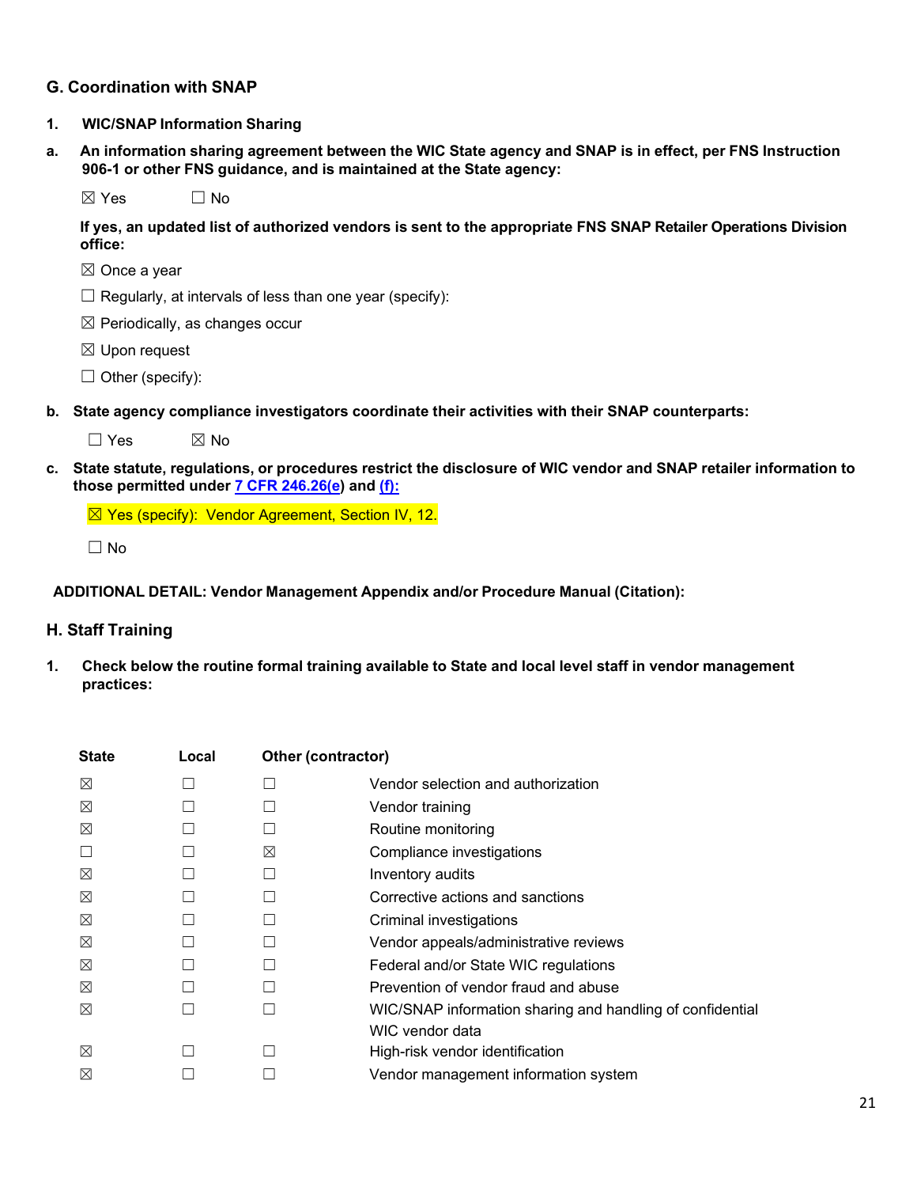## G. Coordination with SNAP

**1. WIC/SNAP Information Sharing**

**a. An information sharing agreement between the WIC State agency and SNAP is in effect, per FNS Instruction 906-1 or other FNS guidance, and is maintained at the State agency:**

☒ Yes ☐ No

**If yes, an updated list of authorized vendors is sent to the appropriate FNS SNAP Retailer Operations Division office:**

☒ Once a year

☐ Regularly, at intervals of less than one year (specify):

☒ Periodically, as changes occur

☒ Upon request

☐ Other (specify):

**b. State agency compliance investigators coordinate their activities with their SNAP counterparts:**

☐ Yes ☒ No

**c. State statute, regulations, or procedures restrict the disclosure of WIC vendor and SNAP retailer information to those permitted under [7 CFR 246.26(e)]() and [(f):]()**

☒ Yes (specify): Vendor Agreement, Section IV, 12.

☐ No

**ADDITIONAL DETAIL: Vendor Management Appendix and/or Procedure Manual (Citation):**

## H. Staff Training

**1. Check below the routine formal training available to State and local level staff in vendor management practices:**

| State | Local | Other (contractor) | |
|---|---|---|---|
| ☒ | ☐ | ☐ | Vendor selection and authorization |
| ☒ | ☐ | ☐ | Vendor training |
| ☒ | ☐ | ☐ | Routine monitoring |
| ☐ | ☐ | ☒ | Compliance investigations |
| ☒ | ☐ | ☐ | Inventory audits |
| ☒ | ☐ | ☐ | Corrective actions and sanctions |
| ☒ | ☐ | ☐ | Criminal investigations |
| ☒ | ☐ | ☐ | Vendor appeals/administrative reviews |
| ☒ | ☐ | ☐ | Federal and/or State WIC regulations |
| ☒ | ☐ | ☐ | Prevention of vendor fraud and abuse |
| ☒ | ☐ | ☐ | WIC/SNAP information sharing and handling of confidential WIC vendor data |
| ☒ | ☐ | ☐ | High-risk vendor identification |
| ☒ | ☐ | ☐ | Vendor management information system |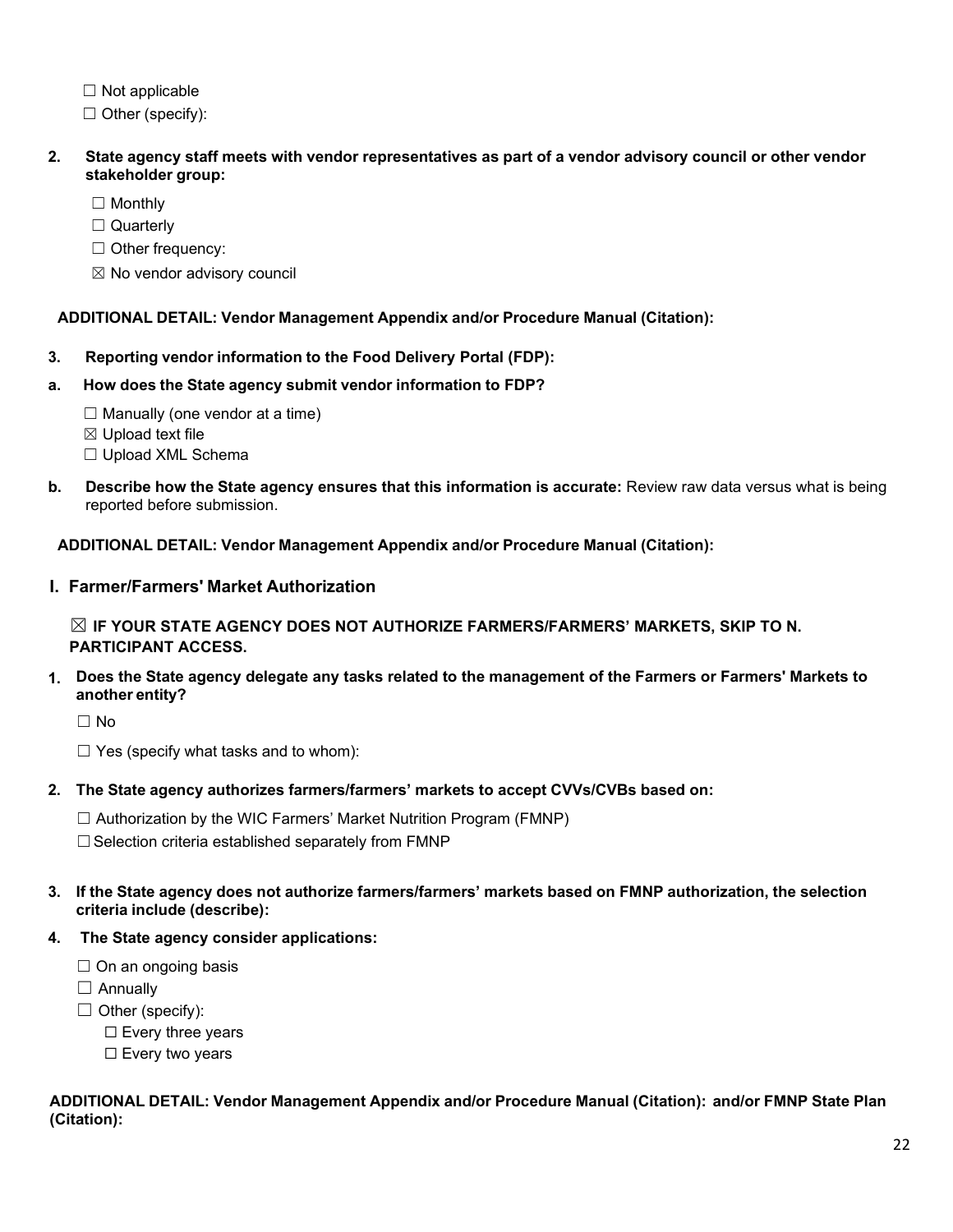☐ Not applicable
☐ Other (specify):

**2. State agency staff meets with vendor representatives as part of a vendor advisory council or other vendor stakeholder group:**

☐ Monthly
☐ Quarterly
☐ Other frequency:
☒ No vendor advisory council

**ADDITIONAL DETAIL: Vendor Management Appendix and/or Procedure Manual (Citation):**

**3. Reporting vendor information to the Food Delivery Portal (FDP):**

**a. How does the State agency submit vendor information to FDP?**

☐ Manually (one vendor at a time)
☒ Upload text file
☐ Upload XML Schema

**b. Describe how the State agency ensures that this information is accurate:** Review raw data versus what is being reported before submission.

**ADDITIONAL DETAIL: Vendor Management Appendix and/or Procedure Manual (Citation):**

## I. Farmer/Farmers' Market Authorization

☒ **IF YOUR STATE AGENCY DOES NOT AUTHORIZE FARMERS/FARMERS' MARKETS, SKIP TO N. PARTICIPANT ACCESS.**

**1. Does the State agency delegate any tasks related to the management of the Farmers or Farmers' Markets to another entity?**

☐ No

☐ Yes (specify what tasks and to whom):

**2. The State agency authorizes farmers/farmers' markets to accept CVVs/CVBs based on:**

☐ Authorization by the WIC Farmers' Market Nutrition Program (FMNP)
☐ Selection criteria established separately from FMNP

**3. If the State agency does not authorize farmers/farmers' markets based on FMNP authorization, the selection criteria include (describe):**

**4. The State agency consider applications:**

☐ On an ongoing basis
☐ Annually
☐ Other (specify):
  ☐ Every three years
  ☐ Every two years

**ADDITIONAL DETAIL: Vendor Management Appendix and/or Procedure Manual (Citation): and/or FMNP State Plan (Citation):**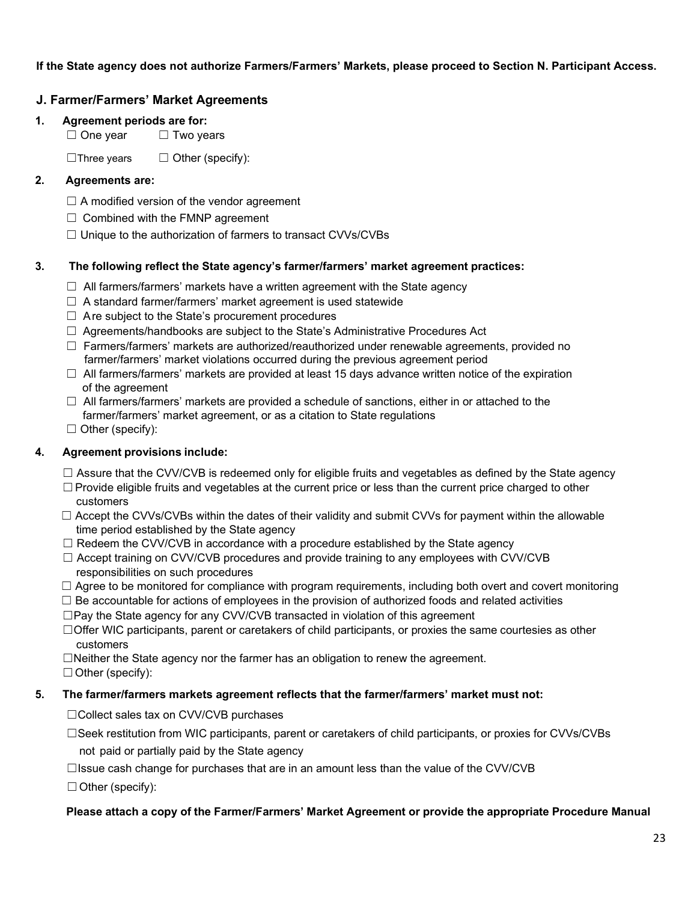**If the State agency does not authorize Farmers/Farmers' Markets, please proceed to Section N. Participant Access.**

## J. Farmer/Farmers' Market Agreements

**1. Agreement periods are for:**

☐ One year ☐ Two years

☐ Three years ☐ Other (specify):

**2. Agreements are:**

☐ A modified version of the vendor agreement

☐ Combined with the FMNP agreement

☐ Unique to the authorization of farmers to transact CVVs/CVBs

**3. The following reflect the State agency's farmer/farmers' market agreement practices:**

☐ All farmers/farmers' markets have a written agreement with the State agency

☐ A standard farmer/farmers' market agreement is used statewide

☐ Are subject to the State's procurement procedures

☐ Agreements/handbooks are subject to the State's Administrative Procedures Act

☐ Farmers/farmers' markets are authorized/reauthorized under renewable agreements, provided no farmer/farmers' market violations occurred during the previous agreement period

☐ All farmers/farmers' markets are provided at least 15 days advance written notice of the expiration of the agreement

☐ All farmers/farmers' markets are provided a schedule of sanctions, either in or attached to the farmer/farmers' market agreement, or as a citation to State regulations

☐ Other (specify):

**4. Agreement provisions include:**

☐ Assure that the CVV/CVB is redeemed only for eligible fruits and vegetables as defined by the State agency

☐ Provide eligible fruits and vegetables at the current price or less than the current price charged to other customers

☐ Accept the CVVs/CVBs within the dates of their validity and submit CVVs for payment within the allowable time period established by the State agency

☐ Redeem the CVV/CVB in accordance with a procedure established by the State agency

☐ Accept training on CVV/CVB procedures and provide training to any employees with CVV/CVB responsibilities on such procedures

☐ Agree to be monitored for compliance with program requirements, including both overt and covert monitoring

☐ Be accountable for actions of employees in the provision of authorized foods and related activities

☐ Pay the State agency for any CVV/CVB transacted in violation of this agreement

☐ Offer WIC participants, parent or caretakers of child participants, or proxies the same courtesies as other customers

☐ Neither the State agency nor the farmer has an obligation to renew the agreement.

☐ Other (specify):

**5. The farmer/farmers markets agreement reflects that the farmer/farmers' market must not:**

☐ Collect sales tax on CVV/CVB purchases

☐ Seek restitution from WIC participants, parent or caretakers of child participants, or proxies for CVVs/CVBs not paid or partially paid by the State agency

☐ Issue cash change for purchases that are in an amount less than the value of the CVV/CVB

☐ Other (specify):

**Please attach a copy of the Farmer/Farmers' Market Agreement or provide the appropriate Procedure Manual**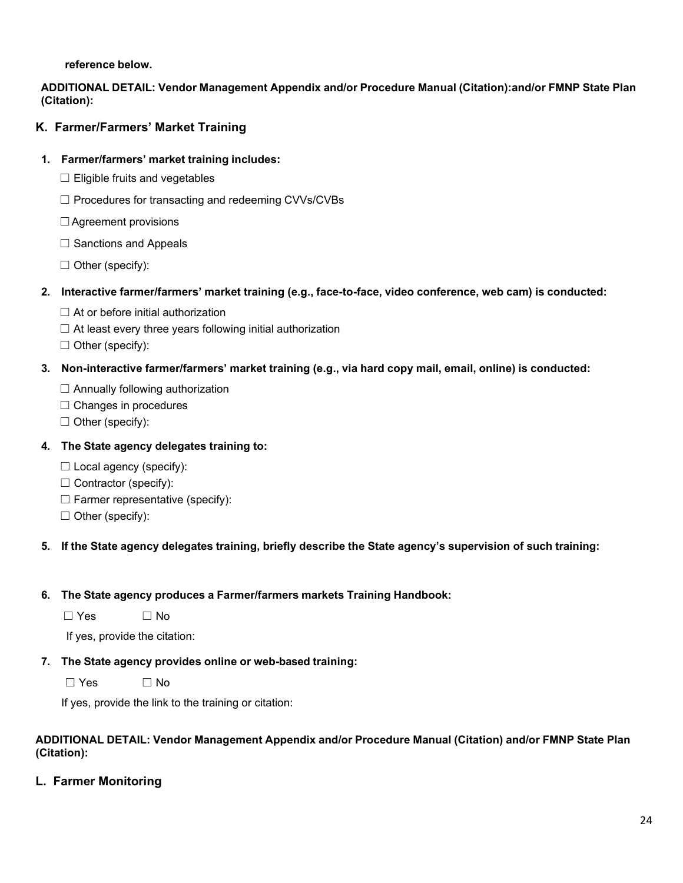**reference below.**

**ADDITIONAL DETAIL: Vendor Management Appendix and/or Procedure Manual (Citation):and/or FMNP State Plan (Citation):**

## K. Farmer/Farmers' Market Training

**1. Farmer/farmers' market training includes:**

☐ Eligible fruits and vegetables

☐ Procedures for transacting and redeeming CVVs/CVBs

☐ Agreement provisions

☐ Sanctions and Appeals

☐ Other (specify):

**2. Interactive farmer/farmers' market training (e.g., face-to-face, video conference, web cam) is conducted:**

☐ At or before initial authorization
☐ At least every three years following initial authorization
☐ Other (specify):

**3. Non-interactive farmer/farmers' market training (e.g., via hard copy mail, email, online) is conducted:**

☐ Annually following authorization
☐ Changes in procedures
☐ Other (specify):

**4. The State agency delegates training to:**

☐ Local agency (specify):
☐ Contractor (specify):
☐ Farmer representative (specify):
☐ Other (specify):

**5. If the State agency delegates training, briefly describe the State agency's supervision of such training:**

**6. The State agency produces a Farmer/farmers markets Training Handbook:**

☐ Yes ☐ No

If yes, provide the citation:

**7. The State agency provides online or web-based training:**

☐ Yes ☐ No

If yes, provide the link to the training or citation:

**ADDITIONAL DETAIL: Vendor Management Appendix and/or Procedure Manual (Citation) and/or FMNP State Plan (Citation):**

## L. Farmer Monitoring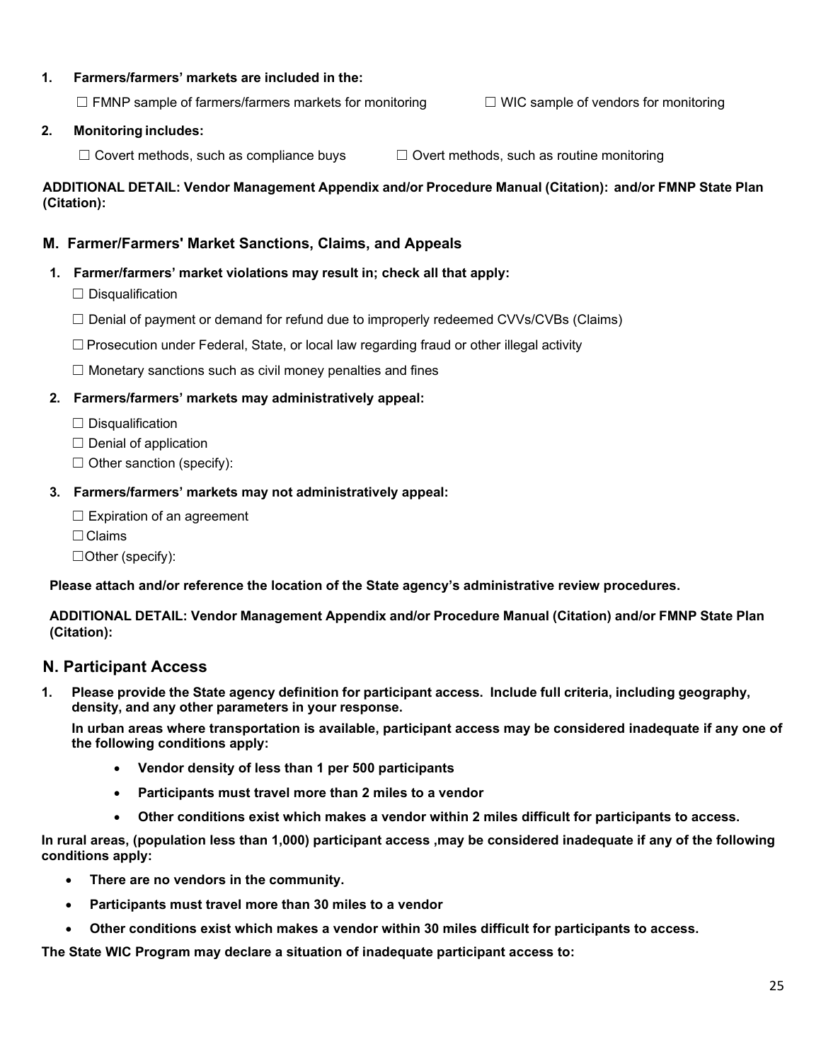1. **Farmers/farmers' markets are included in the:**

   ☐ FMNP sample of farmers/farmers markets for monitoring ☐ WIC sample of vendors for monitoring

2. **Monitoring includes:**

   ☐ Covert methods, such as compliance buys ☐ Overt methods, such as routine monitoring

**ADDITIONAL DETAIL: Vendor Management Appendix and/or Procedure Manual (Citation): and/or FMNP State Plan (Citation):**

## M. Farmer/Farmers' Market Sanctions, Claims, and Appeals

1. **Farmer/farmers' market violations may result in; check all that apply:**

   ☐ Disqualification

   ☐ Denial of payment or demand for refund due to improperly redeemed CVVs/CVBs (Claims)

   ☐ Prosecution under Federal, State, or local law regarding fraud or other illegal activity

   ☐ Monetary sanctions such as civil money penalties and fines

2. **Farmers/farmers' markets may administratively appeal:**

   ☐ Disqualification
   ☐ Denial of application
   ☐ Other sanction (specify):

3. **Farmers/farmers' markets may not administratively appeal:**

   ☐ Expiration of an agreement
   ☐ Claims
   ☐ Other (specify):

**Please attach and/or reference the location of the State agency's administrative review procedures.**

**ADDITIONAL DETAIL: Vendor Management Appendix and/or Procedure Manual (Citation) and/or FMNP State Plan (Citation):**

## N. Participant Access

1. **Please provide the State agency definition for participant access. Include full criteria, including geography, density, and any other parameters in your response.**

   **In urban areas where transportation is available, participant access may be considered inadequate if any one of the following conditions apply:**

   - **Vendor density of less than 1 per 500 participants**
   - **Participants must travel more than 2 miles to a vendor**
   - **Other conditions exist which makes a vendor within 2 miles difficult for participants to access.**

**In rural areas, (population less than 1,000) participant access ,may be considered inadequate if any of the following conditions apply:**

- **There are no vendors in the community.**
- **Participants must travel more than 30 miles to a vendor**
- **Other conditions exist which makes a vendor within 30 miles difficult for participants to access.**

**The State WIC Program may declare a situation of inadequate participant access to:**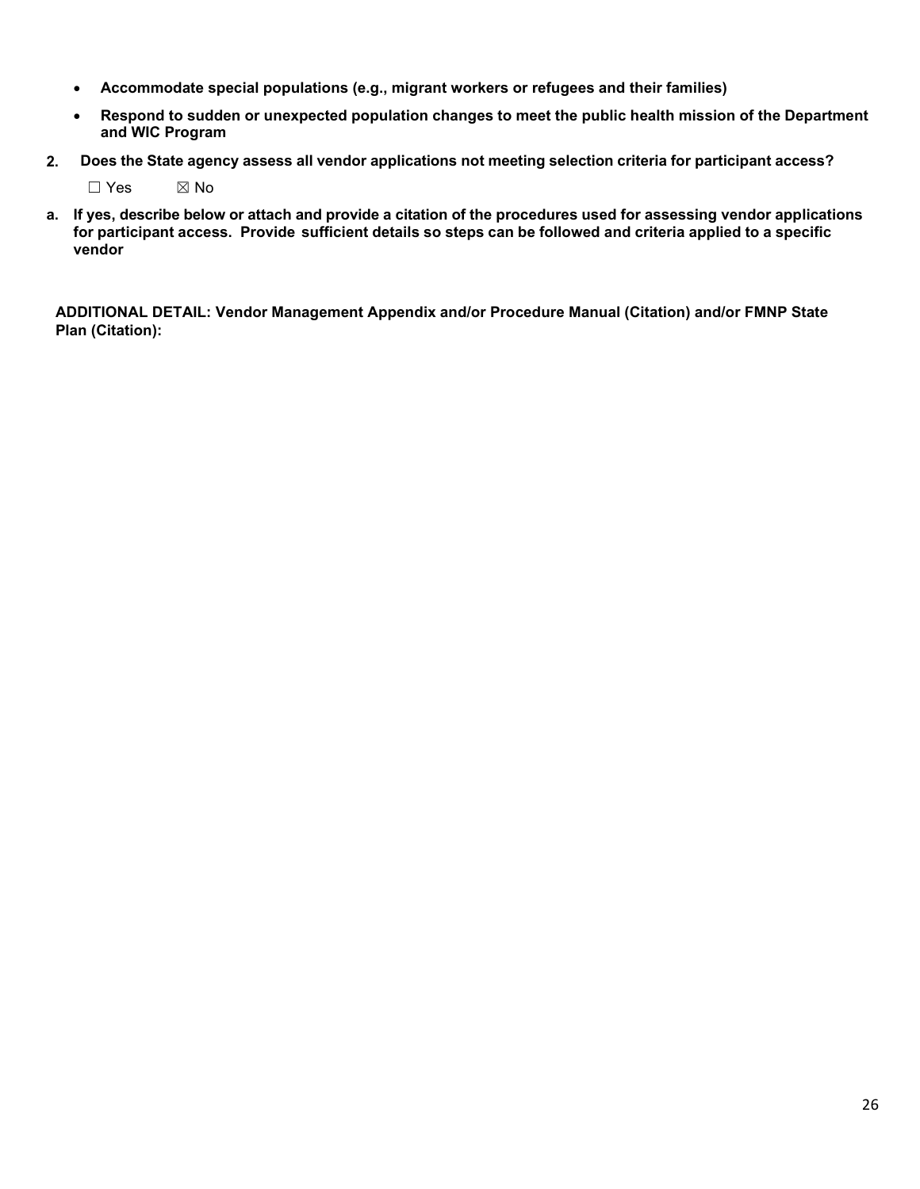- **Accommodate special populations (e.g., migrant workers or refugees and their families)**
- **Respond to sudden or unexpected population changes to meet the public health mission of the Department and WIC Program**

**2. Does the State agency assess all vendor applications not meeting selection criteria for participant access?**

☐ Yes ☒ No

**a. If yes, describe below or attach and provide a citation of the procedures used for assessing vendor applications for participant access. Provide sufficient details so steps can be followed and criteria applied to a specific vendor**

**ADDITIONAL DETAIL: Vendor Management Appendix and/or Procedure Manual (Citation) and/or FMNP State Plan (Citation):**